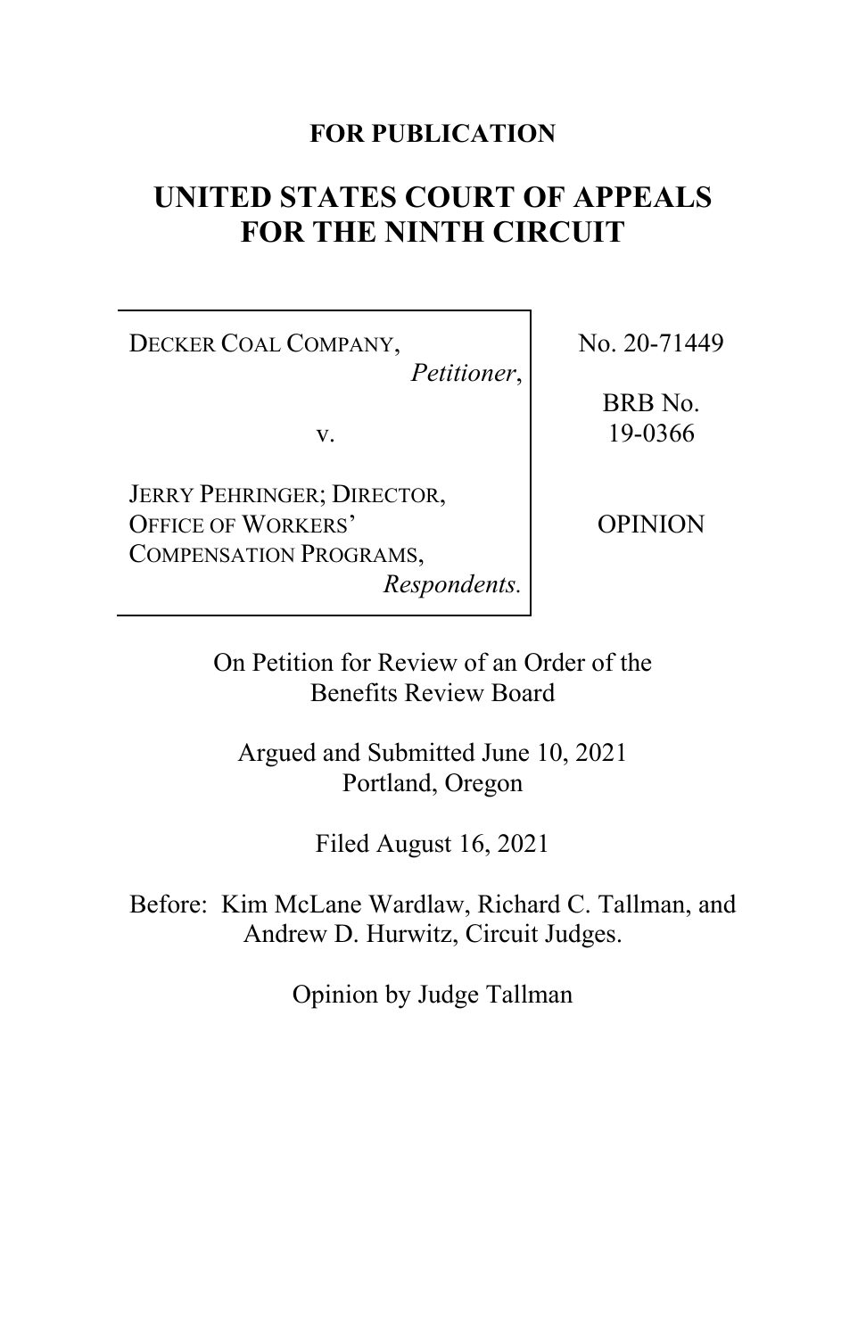**FOR PUBLICATION**

# UNITED STATES COURT OF APPEALS FOR THE NINTH CIRCUIT

| | |
|---|---|
| DECKER COAL COMPANY, *Petitioner*, v. JERRY PEHRINGER; DIRECTOR, OFFICE OF WORKERS' COMPENSATION PROGRAMS, *Respondents.* | No. 20-71449 BRB No. 19-0366 OPINION |

On Petition for Review of an Order of the Benefits Review Board

Argued and Submitted June 10, 2021
Portland, Oregon

Filed August 16, 2021

Before: Kim McLane Wardlaw, Richard C. Tallman, and Andrew D. Hurwitz, Circuit Judges.

Opinion by Judge Tallman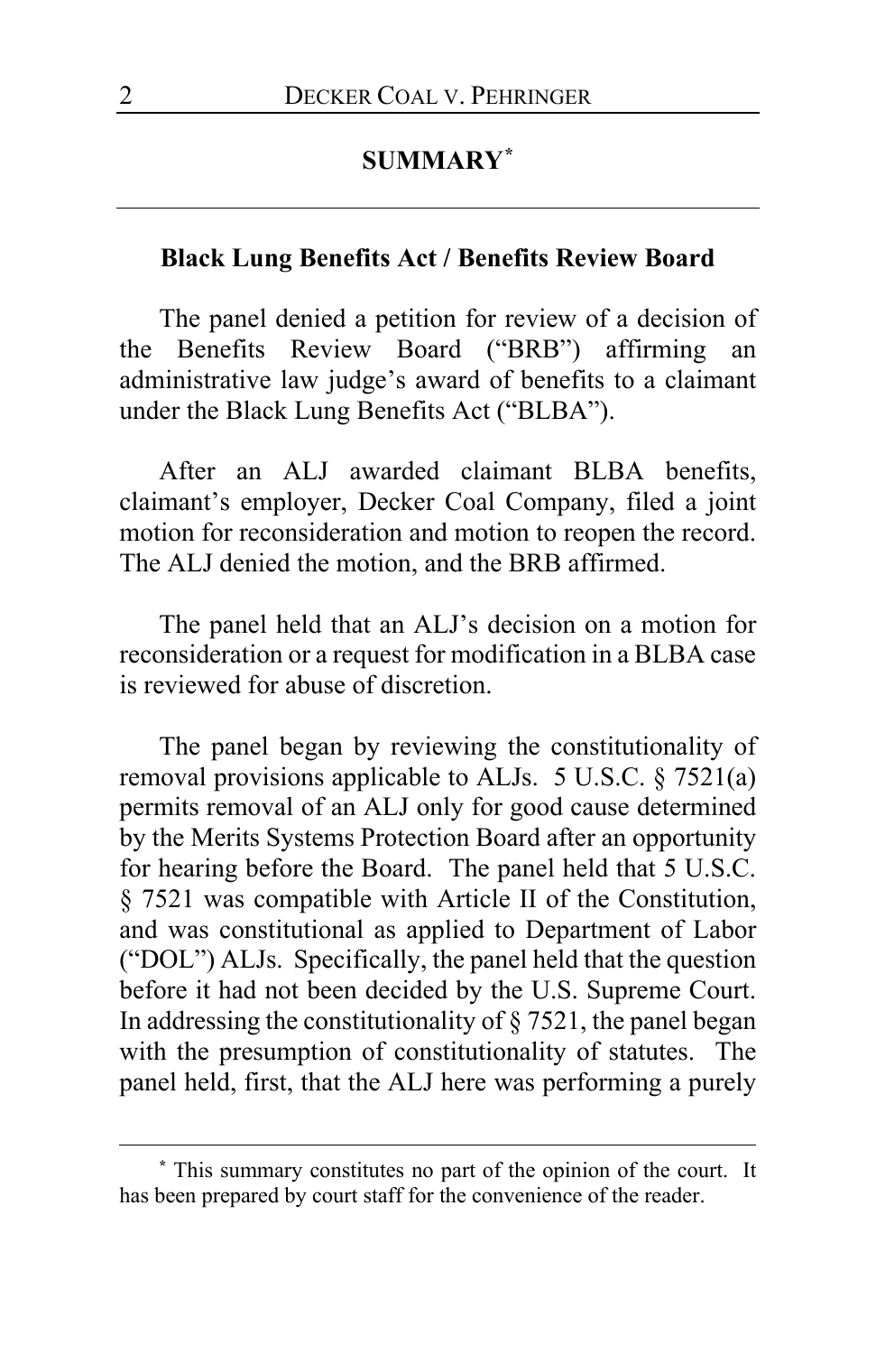## SUMMARY[*]

### Black Lung Benefits Act / Benefits Review Board

The panel denied a petition for review of a decision of the Benefits Review Board ("BRB") affirming an administrative law judge's award of benefits to a claimant under the Black Lung Benefits Act ("BLBA").

After an ALJ awarded claimant BLBA benefits, claimant's employer, Decker Coal Company, filed a joint motion for reconsideration and motion to reopen the record. The ALJ denied the motion, and the BRB affirmed.

The panel held that an ALJ's decision on a motion for reconsideration or a request for modification in a BLBA case is reviewed for abuse of discretion.

The panel began by reviewing the constitutionality of removal provisions applicable to ALJs. 5 U.S.C. § 7521(a) permits removal of an ALJ only for good cause determined by the Merits Systems Protection Board after an opportunity for hearing before the Board. The panel held that 5 U.S.C. § 7521 was compatible with Article II of the Constitution, and was constitutional as applied to Department of Labor ("DOL") ALJs. Specifically, the panel held that the question before it had not been decided by the U.S. Supreme Court. In addressing the constitutionality of § 7521, the panel began with the presumption of constitutionality of statutes. The panel held, first, that the ALJ here was performing a purely

---

[*] This summary constitutes no part of the opinion of the court. It has been prepared by court staff for the convenience of the reader.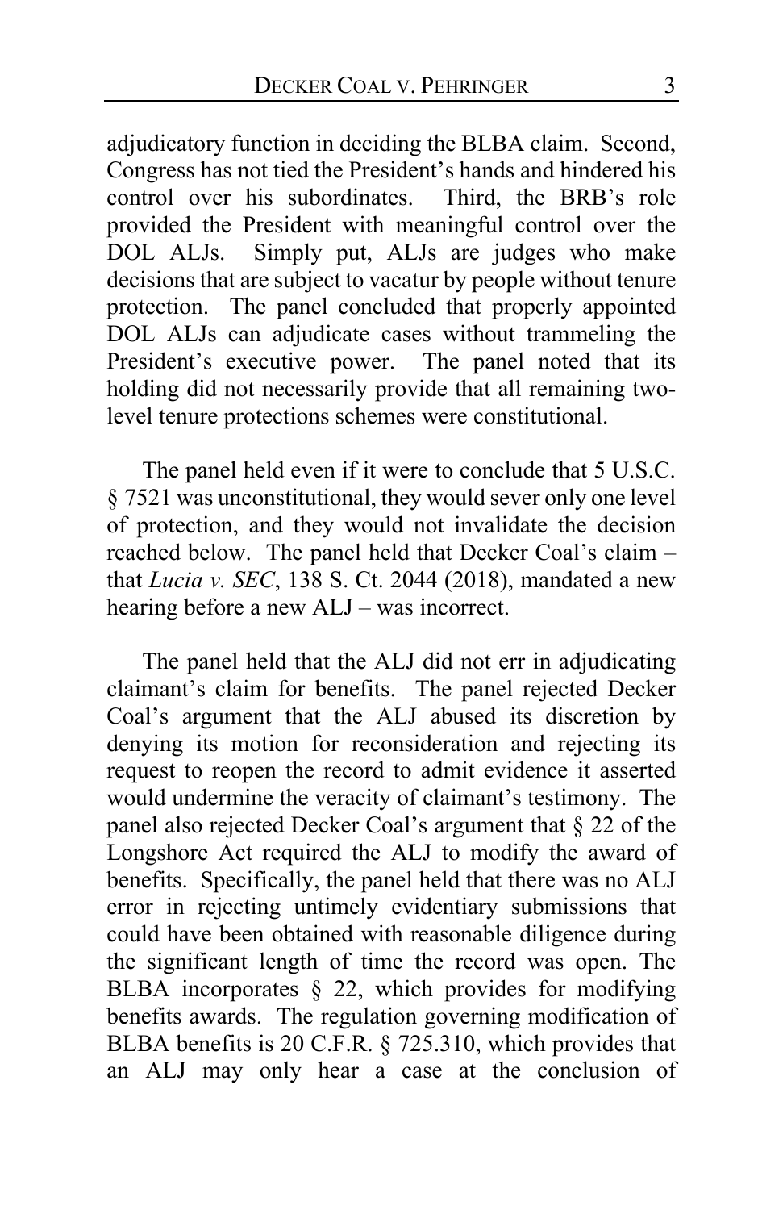adjudicatory function in deciding the BLBA claim. Second, Congress has not tied the President's hands and hindered his control over his subordinates. Third, the BRB's role provided the President with meaningful control over the DOL ALJs. Simply put, ALJs are judges who make decisions that are subject to vacatur by people without tenure protection. The panel concluded that properly appointed DOL ALJs can adjudicate cases without trammeling the President's executive power. The panel noted that its holding did not necessarily provide that all remaining two-level tenure protections schemes were constitutional.

The panel held even if it were to conclude that 5 U.S.C. § 7521 was unconstitutional, they would sever only one level of protection, and they would not invalidate the decision reached below. The panel held that Decker Coal's claim – that *Lucia v. SEC*, 138 S. Ct. 2044 (2018), mandated a new hearing before a new ALJ – was incorrect.

The panel held that the ALJ did not err in adjudicating claimant's claim for benefits. The panel rejected Decker Coal's argument that the ALJ abused its discretion by denying its motion for reconsideration and rejecting its request to reopen the record to admit evidence it asserted would undermine the veracity of claimant's testimony. The panel also rejected Decker Coal's argument that § 22 of the Longshore Act required the ALJ to modify the award of benefits. Specifically, the panel held that there was no ALJ error in rejecting untimely evidentiary submissions that could have been obtained with reasonable diligence during the significant length of time the record was open. The BLBA incorporates § 22, which provides for modifying benefits awards. The regulation governing modification of BLBA benefits is 20 C.F.R. § 725.310, which provides that an ALJ may only hear a case at the conclusion of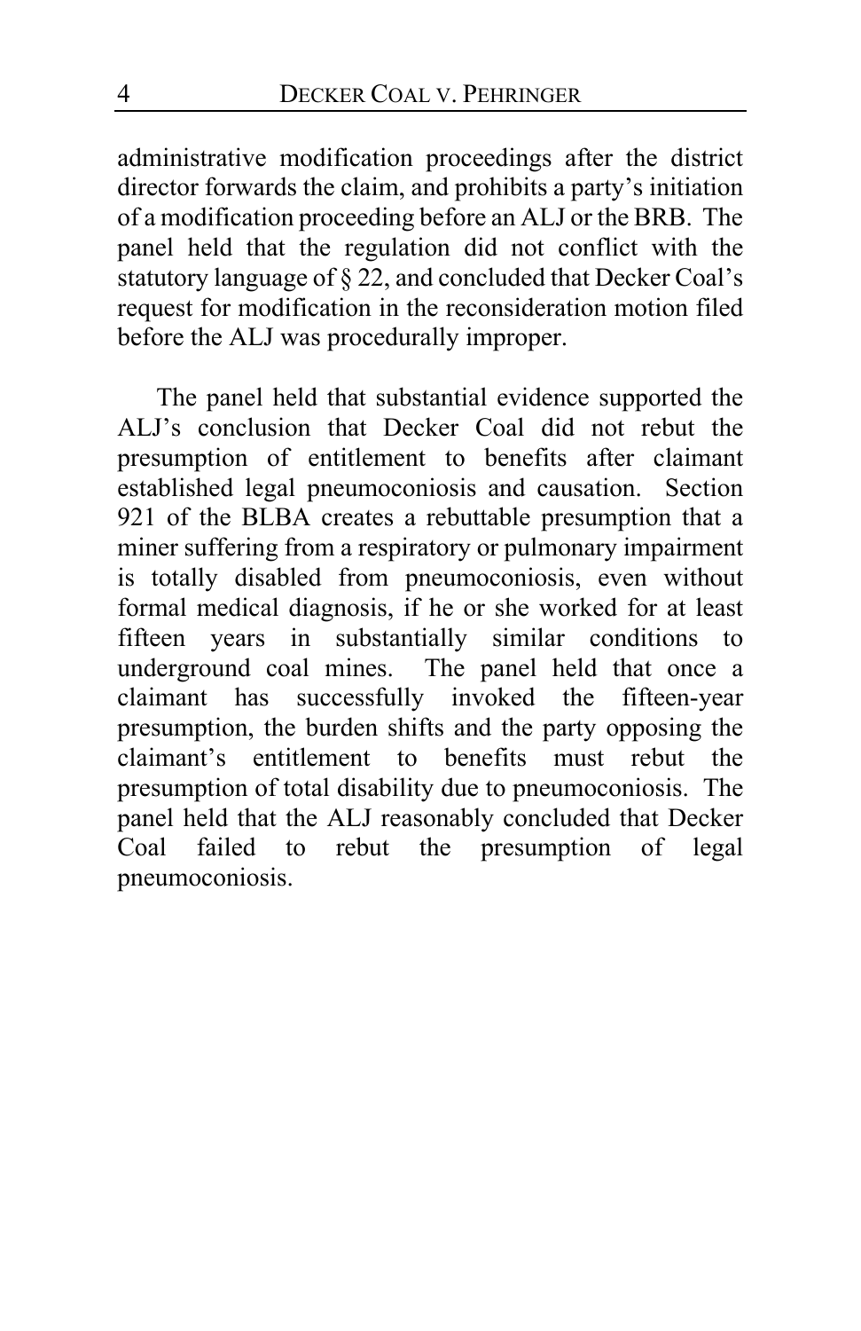administrative modification proceedings after the district director forwards the claim, and prohibits a party's initiation of a modification proceeding before an ALJ or the BRB. The panel held that the regulation did not conflict with the statutory language of § 22, and concluded that Decker Coal's request for modification in the reconsideration motion filed before the ALJ was procedurally improper.

The panel held that substantial evidence supported the ALJ's conclusion that Decker Coal did not rebut the presumption of entitlement to benefits after claimant established legal pneumoconiosis and causation. Section 921 of the BLBA creates a rebuttable presumption that a miner suffering from a respiratory or pulmonary impairment is totally disabled from pneumoconiosis, even without formal medical diagnosis, if he or she worked for at least fifteen years in substantially similar conditions to underground coal mines. The panel held that once a claimant has successfully invoked the fifteen-year presumption, the burden shifts and the party opposing the claimant's entitlement to benefits must rebut the presumption of total disability due to pneumoconiosis. The panel held that the ALJ reasonably concluded that Decker Coal failed to rebut the presumption of legal pneumoconiosis.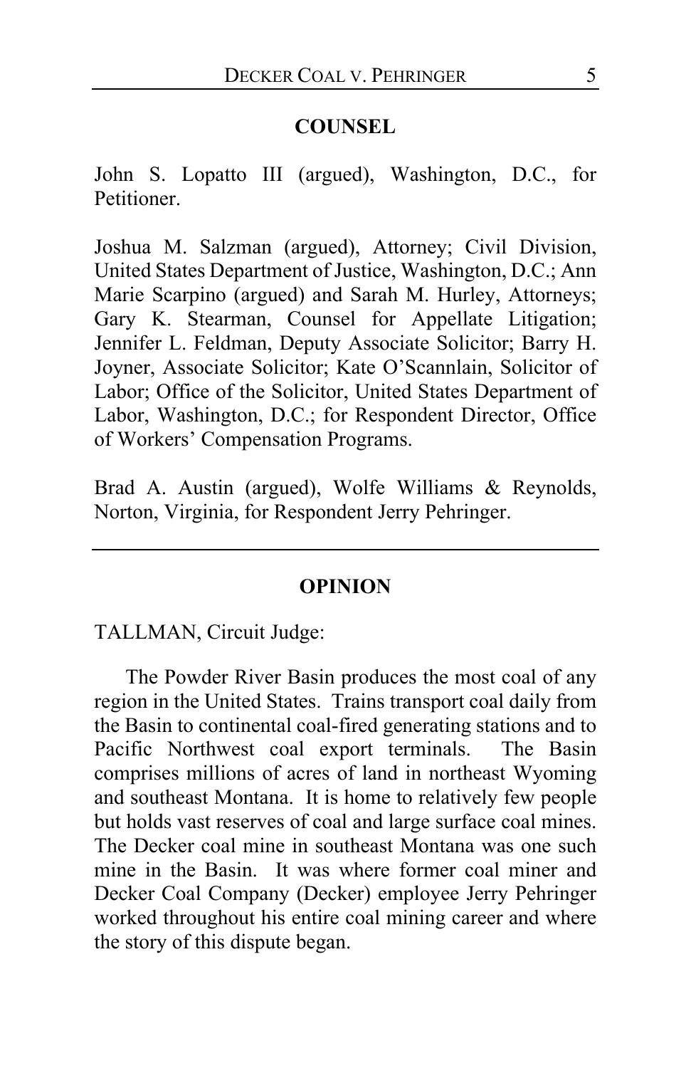## COUNSEL

John S. Lopatto III (argued), Washington, D.C., for Petitioner.

Joshua M. Salzman (argued), Attorney; Civil Division, United States Department of Justice, Washington, D.C.; Ann Marie Scarpino (argued) and Sarah M. Hurley, Attorneys; Gary K. Stearman, Counsel for Appellate Litigation; Jennifer L. Feldman, Deputy Associate Solicitor; Barry H. Joyner, Associate Solicitor; Kate O'Scannlain, Solicitor of Labor; Office of the Solicitor, United States Department of Labor, Washington, D.C.; for Respondent Director, Office of Workers' Compensation Programs.

Brad A. Austin (argued), Wolfe Williams & Reynolds, Norton, Virginia, for Respondent Jerry Pehringer.

---

## OPINION

TALLMAN, Circuit Judge:

The Powder River Basin produces the most coal of any region in the United States. Trains transport coal daily from the Basin to continental coal-fired generating stations and to Pacific Northwest coal export terminals. The Basin comprises millions of acres of land in northeast Wyoming and southeast Montana. It is home to relatively few people but holds vast reserves of coal and large surface coal mines. The Decker coal mine in southeast Montana was one such mine in the Basin. It was where former coal miner and Decker Coal Company (Decker) employee Jerry Pehringer worked throughout his entire coal mining career and where the story of this dispute began.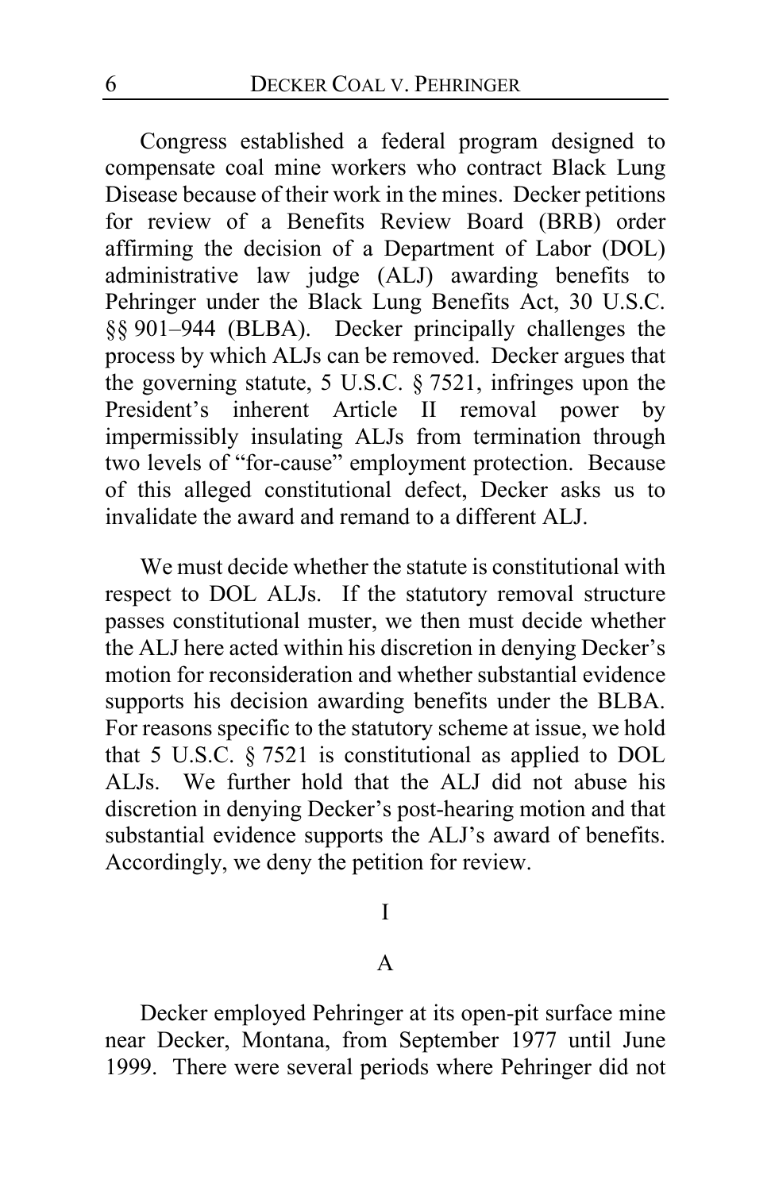Congress established a federal program designed to compensate coal mine workers who contract Black Lung Disease because of their work in the mines. Decker petitions for review of a Benefits Review Board (BRB) order affirming the decision of a Department of Labor (DOL) administrative law judge (ALJ) awarding benefits to Pehringer under the Black Lung Benefits Act, 30 U.S.C. §§ 901–944 (BLBA). Decker principally challenges the process by which ALJs can be removed. Decker argues that the governing statute, 5 U.S.C. § 7521, infringes upon the President's inherent Article II removal power by impermissibly insulating ALJs from termination through two levels of "for-cause" employment protection. Because of this alleged constitutional defect, Decker asks us to invalidate the award and remand to a different ALJ.

We must decide whether the statute is constitutional with respect to DOL ALJs. If the statutory removal structure passes constitutional muster, we then must decide whether the ALJ here acted within his discretion in denying Decker's motion for reconsideration and whether substantial evidence supports his decision awarding benefits under the BLBA. For reasons specific to the statutory scheme at issue, we hold that 5 U.S.C. § 7521 is constitutional as applied to DOL ALJs. We further hold that the ALJ did not abuse his discretion in denying Decker's post-hearing motion and that substantial evidence supports the ALJ's award of benefits. Accordingly, we deny the petition for review.

# I

## A

Decker employed Pehringer at its open-pit surface mine near Decker, Montana, from September 1977 until June 1999. There were several periods where Pehringer did not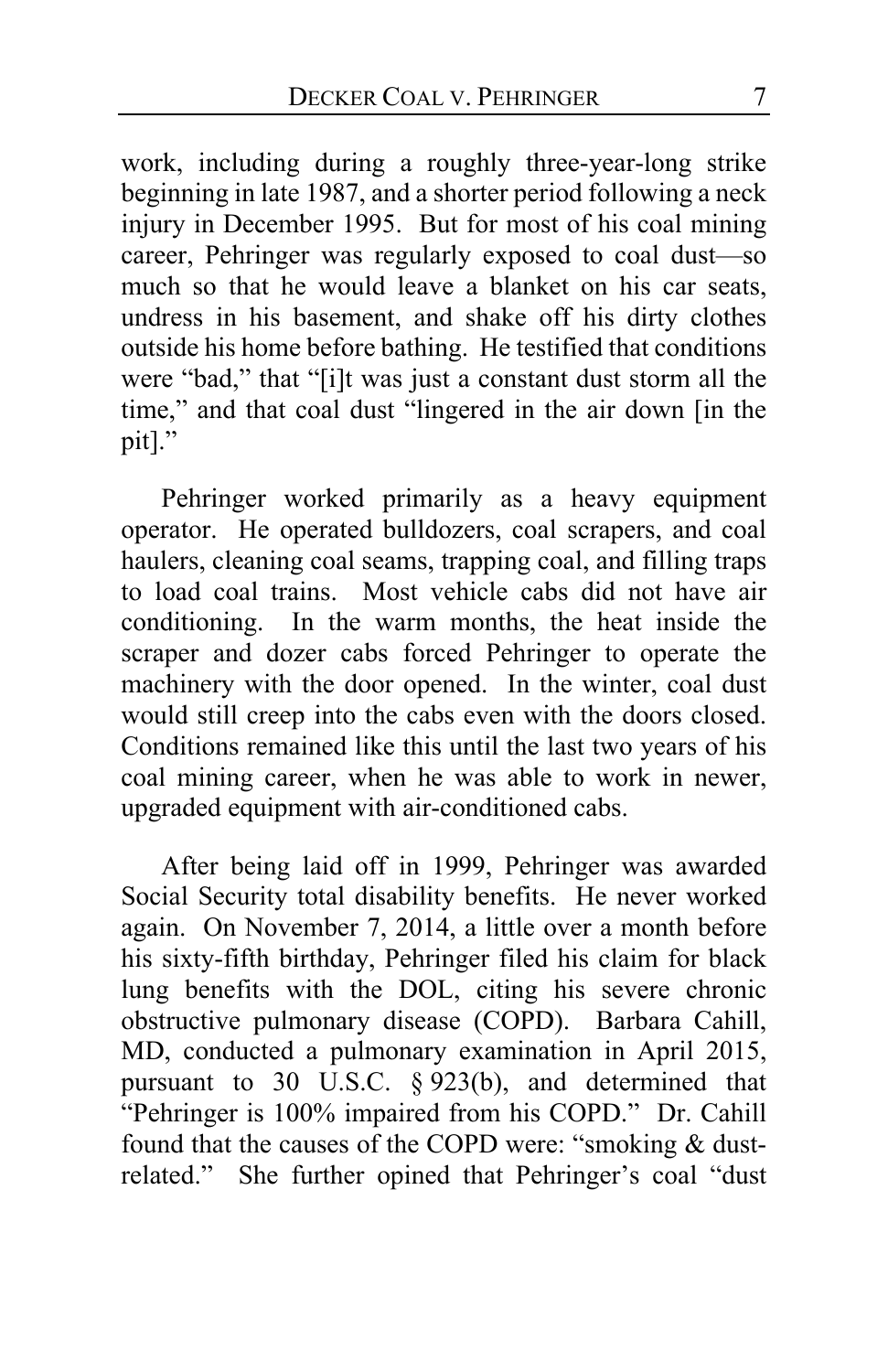work, including during a roughly three-year-long strike beginning in late 1987, and a shorter period following a neck injury in December 1995. But for most of his coal mining career, Pehringer was regularly exposed to coal dust—so much so that he would leave a blanket on his car seats, undress in his basement, and shake off his dirty clothes outside his home before bathing. He testified that conditions were "bad," that "[i]t was just a constant dust storm all the time," and that coal dust "lingered in the air down [in the pit]."

Pehringer worked primarily as a heavy equipment operator. He operated bulldozers, coal scrapers, and coal haulers, cleaning coal seams, trapping coal, and filling traps to load coal trains. Most vehicle cabs did not have air conditioning. In the warm months, the heat inside the scraper and dozer cabs forced Pehringer to operate the machinery with the door opened. In the winter, coal dust would still creep into the cabs even with the doors closed. Conditions remained like this until the last two years of his coal mining career, when he was able to work in newer, upgraded equipment with air-conditioned cabs.

After being laid off in 1999, Pehringer was awarded Social Security total disability benefits. He never worked again. On November 7, 2014, a little over a month before his sixty-fifth birthday, Pehringer filed his claim for black lung benefits with the DOL, citing his severe chronic obstructive pulmonary disease (COPD). Barbara Cahill, MD, conducted a pulmonary examination in April 2015, pursuant to 30 U.S.C. § 923(b), and determined that "Pehringer is 100% impaired from his COPD." Dr. Cahill found that the causes of the COPD were: "smoking & dust-related." She further opined that Pehringer's coal "dust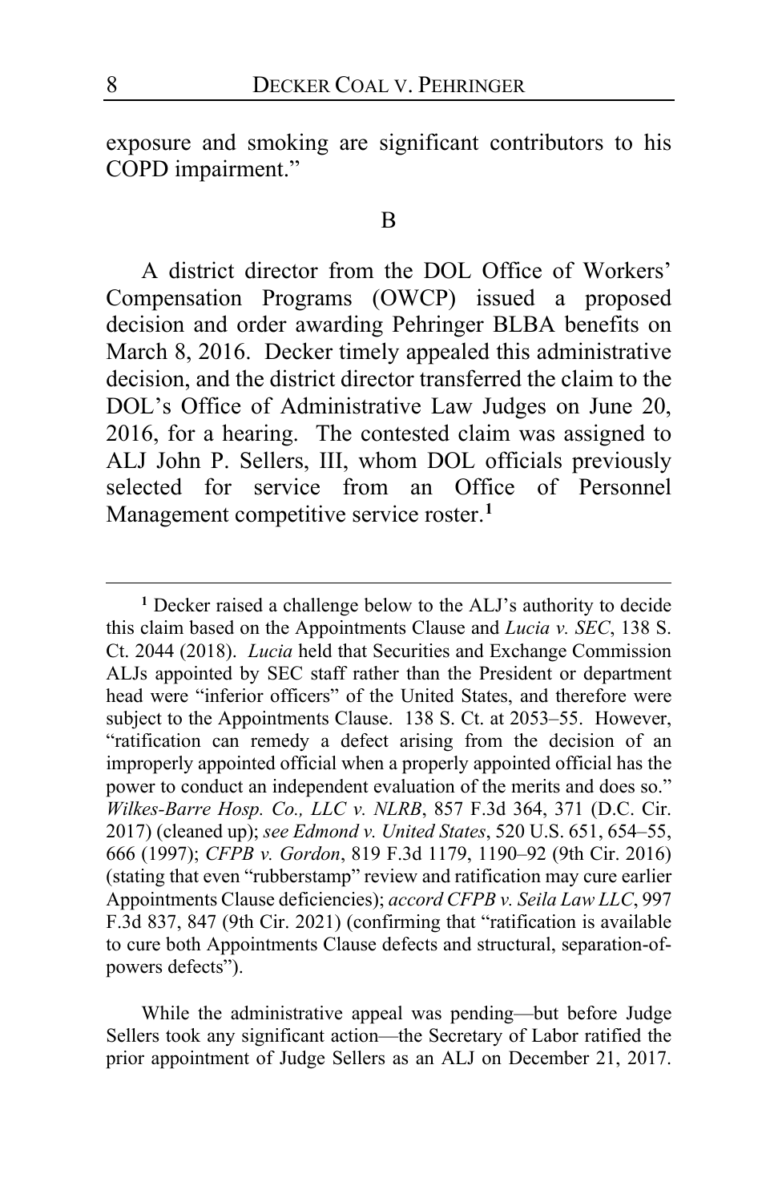exposure and smoking are significant contributors to his COPD impairment."

B

A district director from the DOL Office of Workers' Compensation Programs (OWCP) issued a proposed decision and order awarding Pehringer BLBA benefits on March 8, 2016. Decker timely appealed this administrative decision, and the district director transferred the claim to the DOL's Office of Administrative Law Judges on June 20, 2016, for a hearing. The contested claim was assigned to ALJ John P. Sellers, III, whom DOL officials previously selected for service from an Office of Personnel Management competitive service roster.[1]

---

[1] Decker raised a challenge below to the ALJ's authority to decide this claim based on the Appointments Clause and *Lucia v. SEC*, 138 S. Ct. 2044 (2018). *Lucia* held that Securities and Exchange Commission ALJs appointed by SEC staff rather than the President or department head were "inferior officers" of the United States, and therefore were subject to the Appointments Clause. 138 S. Ct. at 2053–55. However, "ratification can remedy a defect arising from the decision of an improperly appointed official when a properly appointed official has the power to conduct an independent evaluation of the merits and does so." *Wilkes-Barre Hosp. Co., LLC v. NLRB*, 857 F.3d 364, 371 (D.C. Cir. 2017) (cleaned up); *see Edmond v. United States*, 520 U.S. 651, 654–55, 666 (1997); *CFPB v. Gordon*, 819 F.3d 1179, 1190–92 (9th Cir. 2016) (stating that even "rubberstamp" review and ratification may cure earlier Appointments Clause deficiencies); *accord CFPB v. Seila Law LLC*, 997 F.3d 837, 847 (9th Cir. 2021) (confirming that "ratification is available to cure both Appointments Clause defects and structural, separation-of-powers defects").

While the administrative appeal was pending—but before Judge Sellers took any significant action—the Secretary of Labor ratified the prior appointment of Judge Sellers as an ALJ on December 21, 2017.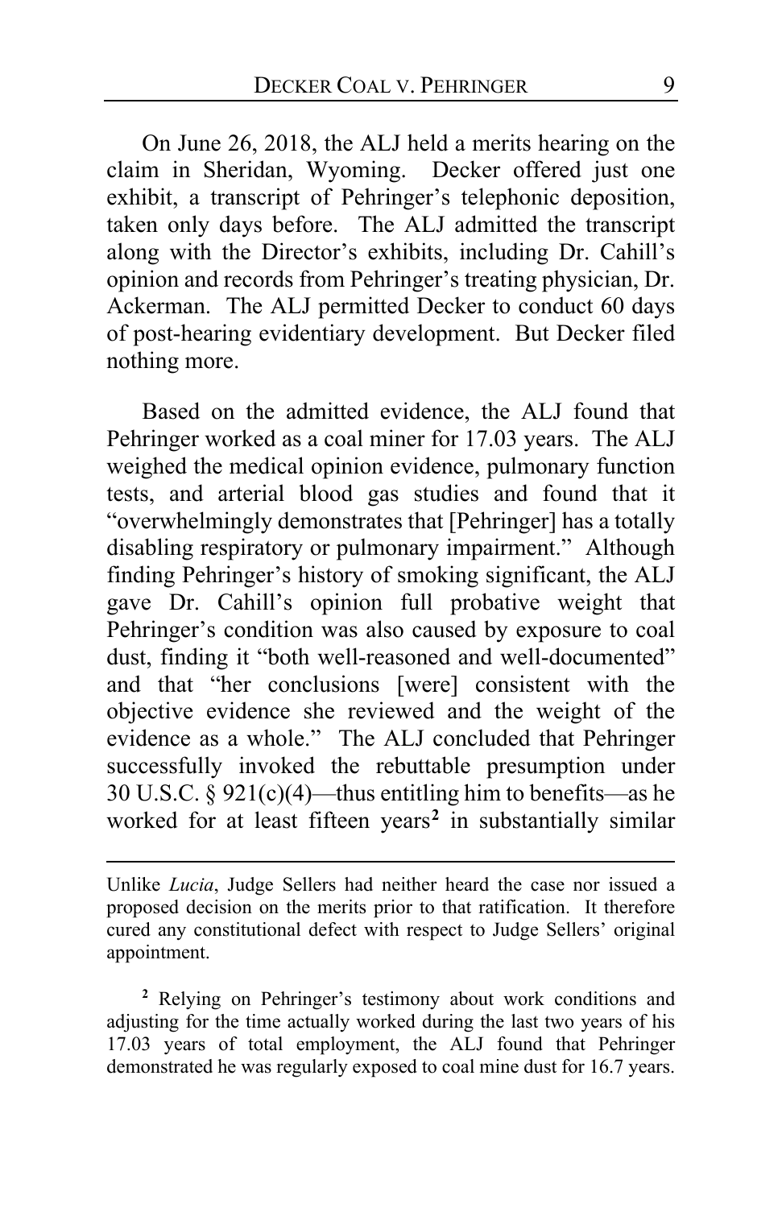On June 26, 2018, the ALJ held a merits hearing on the claim in Sheridan, Wyoming. Decker offered just one exhibit, a transcript of Pehringer's telephonic deposition, taken only days before. The ALJ admitted the transcript along with the Director's exhibits, including Dr. Cahill's opinion and records from Pehringer's treating physician, Dr. Ackerman. The ALJ permitted Decker to conduct 60 days of post-hearing evidentiary development. But Decker filed nothing more.

Based on the admitted evidence, the ALJ found that Pehringer worked as a coal miner for 17.03 years. The ALJ weighed the medical opinion evidence, pulmonary function tests, and arterial blood gas studies and found that it "overwhelmingly demonstrates that [Pehringer] has a totally disabling respiratory or pulmonary impairment." Although finding Pehringer's history of smoking significant, the ALJ gave Dr. Cahill's opinion full probative weight that Pehringer's condition was also caused by exposure to coal dust, finding it "both well-reasoned and well-documented" and that "her conclusions [were] consistent with the objective evidence she reviewed and the weight of the evidence as a whole." The ALJ concluded that Pehringer successfully invoked the rebuttable presumption under 30 U.S.C. § 921(c)(4)—thus entitling him to benefits—as he worked for at least fifteen years[2] in substantially similar

Unlike *Lucia*, Judge Sellers had neither heard the case nor issued a proposed decision on the merits prior to that ratification. It therefore cured any constitutional defect with respect to Judge Sellers' original appointment.

[2] Relying on Pehringer's testimony about work conditions and adjusting for the time actually worked during the last two years of his 17.03 years of total employment, the ALJ found that Pehringer demonstrated he was regularly exposed to coal mine dust for 16.7 years.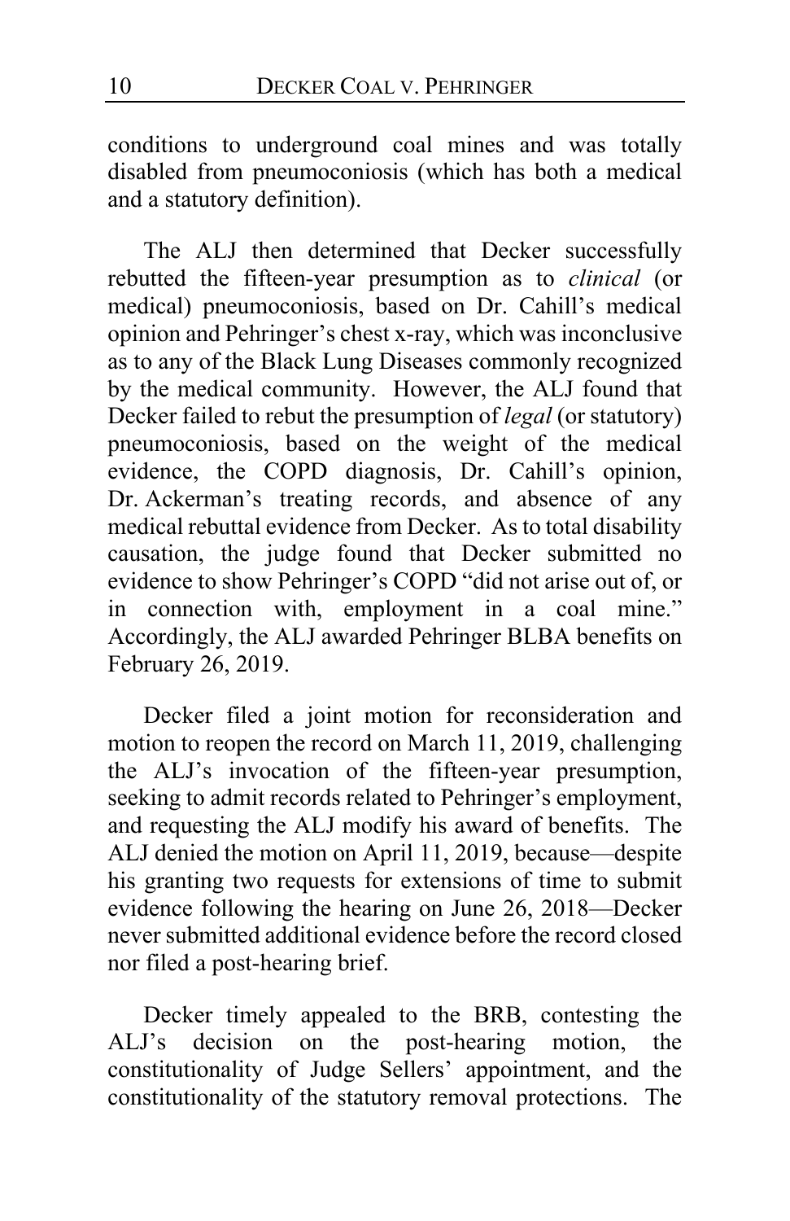conditions to underground coal mines and was totally disabled from pneumoconiosis (which has both a medical and a statutory definition).

The ALJ then determined that Decker successfully rebutted the fifteen-year presumption as to *clinical* (or medical) pneumoconiosis, based on Dr. Cahill's medical opinion and Pehringer's chest x-ray, which was inconclusive as to any of the Black Lung Diseases commonly recognized by the medical community. However, the ALJ found that Decker failed to rebut the presumption of *legal* (or statutory) pneumoconiosis, based on the weight of the medical evidence, the COPD diagnosis, Dr. Cahill's opinion, Dr. Ackerman's treating records, and absence of any medical rebuttal evidence from Decker. As to total disability causation, the judge found that Decker submitted no evidence to show Pehringer's COPD "did not arise out of, or in connection with, employment in a coal mine." Accordingly, the ALJ awarded Pehringer BLBA benefits on February 26, 2019.

Decker filed a joint motion for reconsideration and motion to reopen the record on March 11, 2019, challenging the ALJ's invocation of the fifteen-year presumption, seeking to admit records related to Pehringer's employment, and requesting the ALJ modify his award of benefits. The ALJ denied the motion on April 11, 2019, because—despite his granting two requests for extensions of time to submit evidence following the hearing on June 26, 2018—Decker never submitted additional evidence before the record closed nor filed a post-hearing brief.

Decker timely appealed to the BRB, contesting the ALJ's decision on the post-hearing motion, the constitutionality of Judge Sellers' appointment, and the constitutionality of the statutory removal protections. The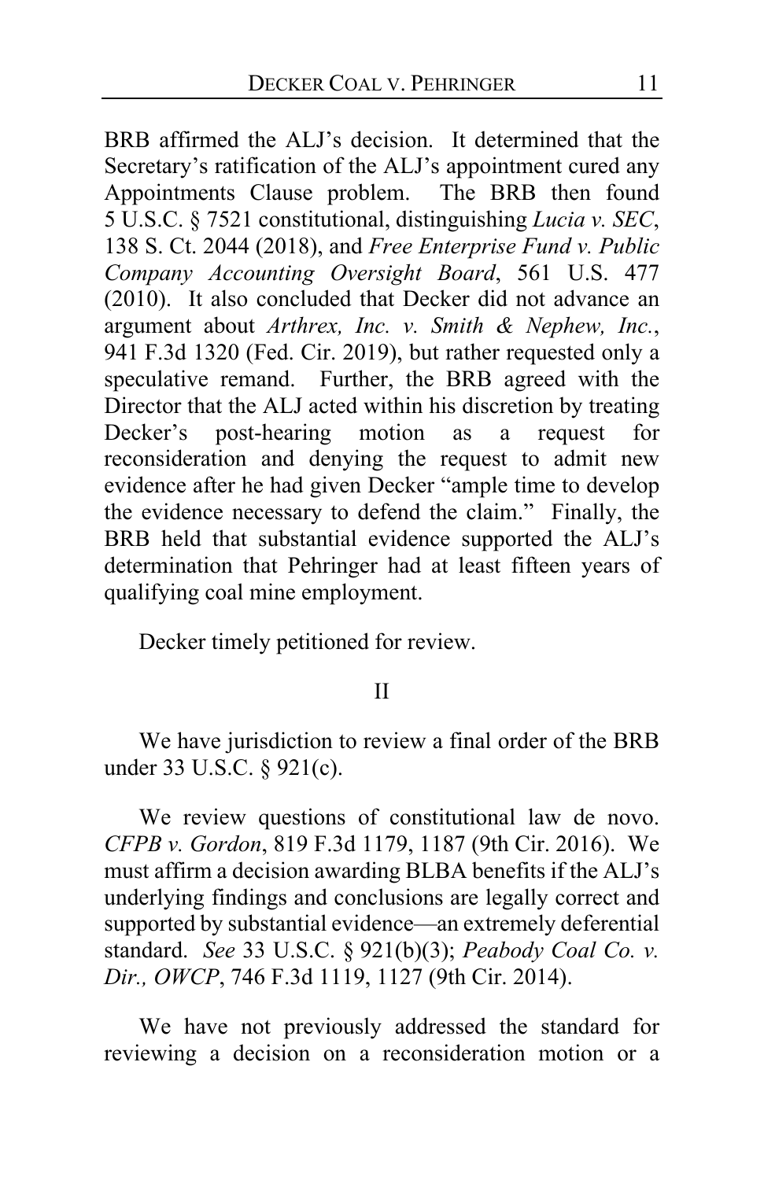BRB affirmed the ALJ's decision. It determined that the Secretary's ratification of the ALJ's appointment cured any Appointments Clause problem. The BRB then found 5 U.S.C. § 7521 constitutional, distinguishing *Lucia v. SEC*, 138 S. Ct. 2044 (2018), and *Free Enterprise Fund v. Public Company Accounting Oversight Board*, 561 U.S. 477 (2010). It also concluded that Decker did not advance an argument about *Arthrex, Inc. v. Smith & Nephew, Inc.*, 941 F.3d 1320 (Fed. Cir. 2019), but rather requested only a speculative remand. Further, the BRB agreed with the Director that the ALJ acted within his discretion by treating Decker's post-hearing motion as a request for reconsideration and denying the request to admit new evidence after he had given Decker "ample time to develop the evidence necessary to defend the claim." Finally, the BRB held that substantial evidence supported the ALJ's determination that Pehringer had at least fifteen years of qualifying coal mine employment.

Decker timely petitioned for review.

## II

We have jurisdiction to review a final order of the BRB under 33 U.S.C. § 921(c).

We review questions of constitutional law de novo. *CFPB v. Gordon*, 819 F.3d 1179, 1187 (9th Cir. 2016). We must affirm a decision awarding BLBA benefits if the ALJ's underlying findings and conclusions are legally correct and supported by substantial evidence—an extremely deferential standard. *See* 33 U.S.C. § 921(b)(3); *Peabody Coal Co. v. Dir., OWCP*, 746 F.3d 1119, 1127 (9th Cir. 2014).

We have not previously addressed the standard for reviewing a decision on a reconsideration motion or a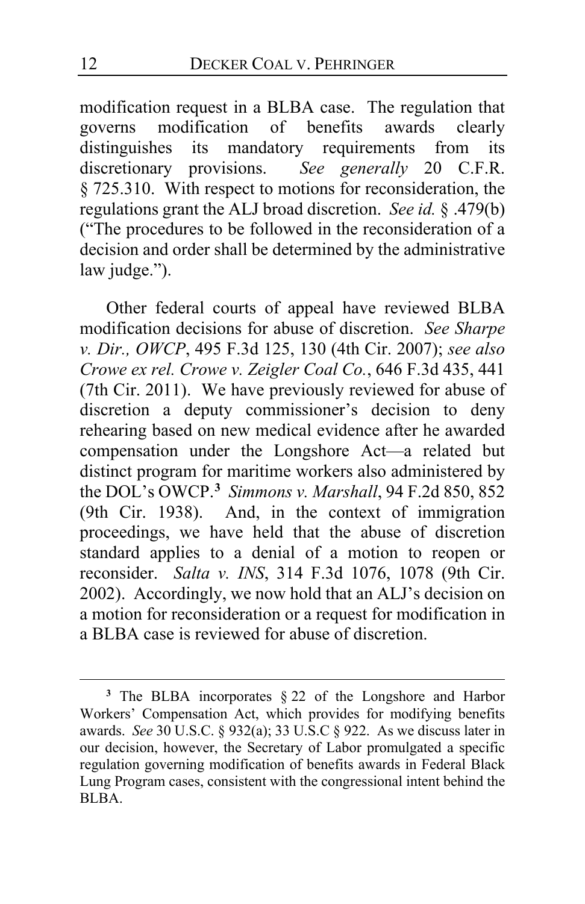modification request in a BLBA case. The regulation that governs modification of benefits awards clearly distinguishes its mandatory requirements from its discretionary provisions. *See generally* 20 C.F.R. § 725.310. With respect to motions for reconsideration, the regulations grant the ALJ broad discretion. *See id.* § .479(b) ("The procedures to be followed in the reconsideration of a decision and order shall be determined by the administrative law judge.").

Other federal courts of appeal have reviewed BLBA modification decisions for abuse of discretion. *See Sharpe v. Dir., OWCP*, 495 F.3d 125, 130 (4th Cir. 2007); *see also Crowe ex rel. Crowe v. Zeigler Coal Co.*, 646 F.3d 435, 441 (7th Cir. 2011). We have previously reviewed for abuse of discretion a deputy commissioner's decision to deny rehearing based on new medical evidence after he awarded compensation under the Longshore Act—a related but distinct program for maritime workers also administered by the DOL's OWCP.[3] *Simmons v. Marshall*, 94 F.2d 850, 852 (9th Cir. 1938). And, in the context of immigration proceedings, we have held that the abuse of discretion standard applies to a denial of a motion to reopen or reconsider. *Salta v. INS*, 314 F.3d 1076, 1078 (9th Cir. 2002). Accordingly, we now hold that an ALJ's decision on a motion for reconsideration or a request for modification in a BLBA case is reviewed for abuse of discretion.

---

[3] The BLBA incorporates § 22 of the Longshore and Harbor Workers' Compensation Act, which provides for modifying benefits awards. *See* 30 U.S.C. § 932(a); 33 U.S.C § 922. As we discuss later in our decision, however, the Secretary of Labor promulgated a specific regulation governing modification of benefits awards in Federal Black Lung Program cases, consistent with the congressional intent behind the BLBA.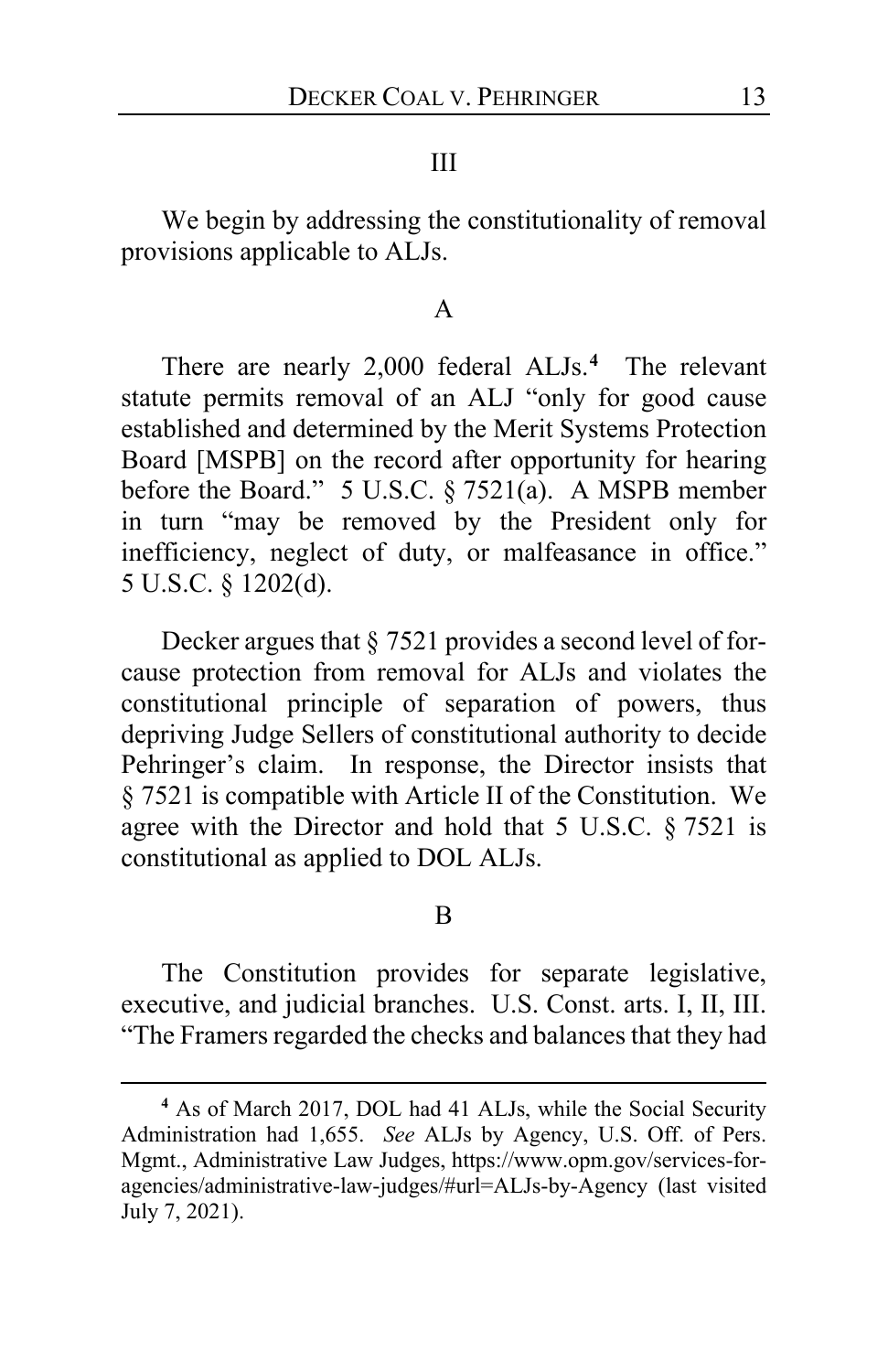## III

We begin by addressing the constitutionality of removal provisions applicable to ALJs.

### A

There are nearly 2,000 federal ALJs.[4] The relevant statute permits removal of an ALJ "only for good cause established and determined by the Merit Systems Protection Board [MSPB] on the record after opportunity for hearing before the Board." 5 U.S.C. § 7521(a). A MSPB member in turn "may be removed by the President only for inefficiency, neglect of duty, or malfeasance in office." 5 U.S.C. § 1202(d).

Decker argues that § 7521 provides a second level of for-cause protection from removal for ALJs and violates the constitutional principle of separation of powers, thus depriving Judge Sellers of constitutional authority to decide Pehringer's claim. In response, the Director insists that § 7521 is compatible with Article II of the Constitution. We agree with the Director and hold that 5 U.S.C. § 7521 is constitutional as applied to DOL ALJs.

### B

The Constitution provides for separate legislative, executive, and judicial branches. U.S. Const. arts. I, II, III. "The Framers regarded the checks and balances that they had

---

[4] As of March 2017, DOL had 41 ALJs, while the Social Security Administration had 1,655. *See* ALJs by Agency, U.S. Off. of Pers. Mgmt., Administrative Law Judges, https://www.opm.gov/services-for-agencies/administrative-law-judges/#url=ALJs-by-Agency (last visited July 7, 2021).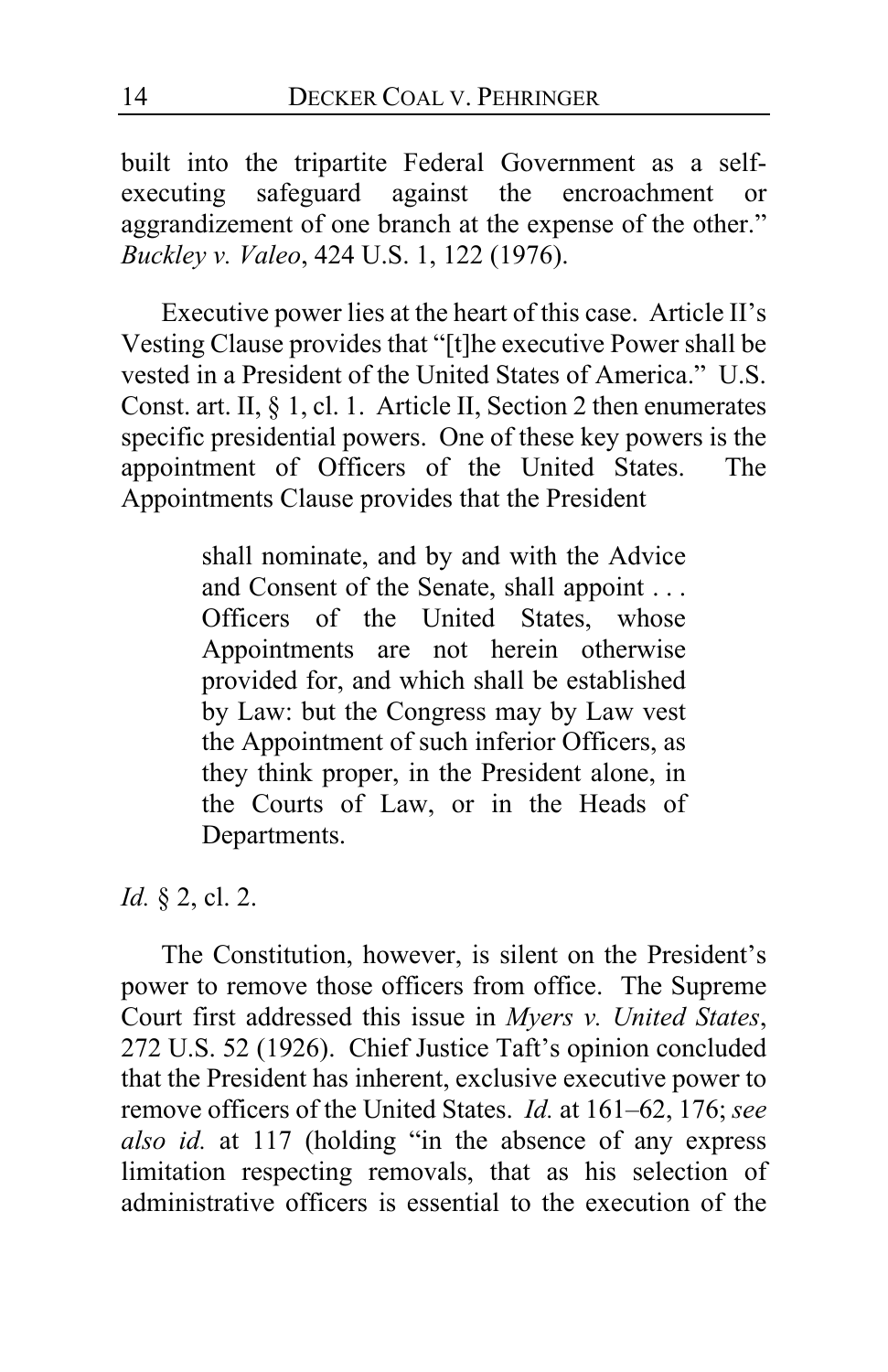built into the tripartite Federal Government as a self-executing safeguard against the encroachment or aggrandizement of one branch at the expense of the other." *Buckley v. Valeo*, 424 U.S. 1, 122 (1976).

Executive power lies at the heart of this case. Article II's Vesting Clause provides that "[t]he executive Power shall be vested in a President of the United States of America." U.S. Const. art. II, § 1, cl. 1. Article II, Section 2 then enumerates specific presidential powers. One of these key powers is the appointment of Officers of the United States. The Appointments Clause provides that the President

> shall nominate, and by and with the Advice and Consent of the Senate, shall appoint . . . Officers of the United States, whose Appointments are not herein otherwise provided for, and which shall be established by Law: but the Congress may by Law vest the Appointment of such inferior Officers, as they think proper, in the President alone, in the Courts of Law, or in the Heads of Departments.

*Id.* § 2, cl. 2.

The Constitution, however, is silent on the President's power to remove those officers from office. The Supreme Court first addressed this issue in *Myers v. United States*, 272 U.S. 52 (1926). Chief Justice Taft's opinion concluded that the President has inherent, exclusive executive power to remove officers of the United States. *Id.* at 161–62, 176; *see also id.* at 117 (holding "in the absence of any express limitation respecting removals, that as his selection of administrative officers is essential to the execution of the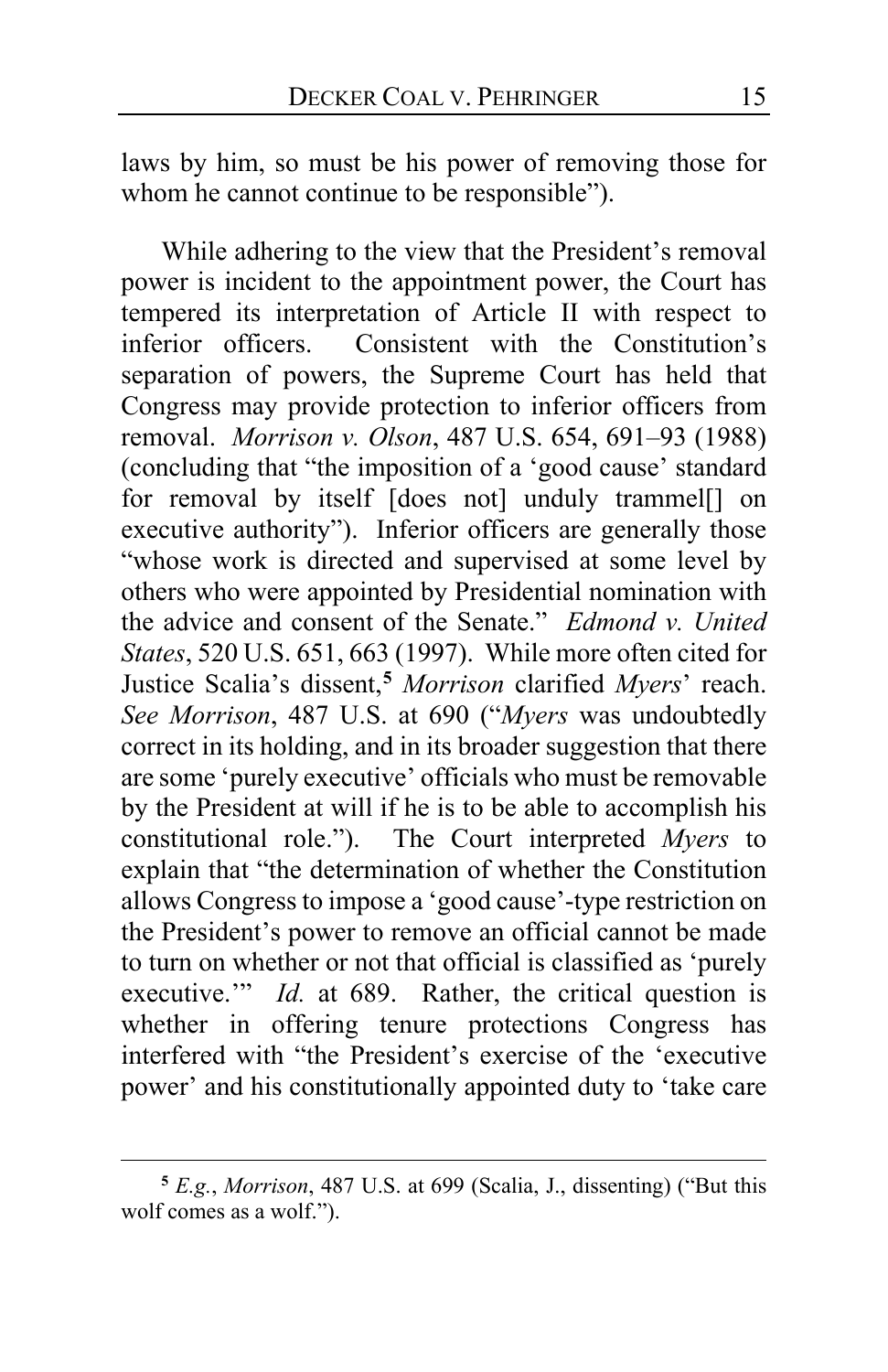laws by him, so must be his power of removing those for whom he cannot continue to be responsible").

While adhering to the view that the President's removal power is incident to the appointment power, the Court has tempered its interpretation of Article II with respect to inferior officers. Consistent with the Constitution's separation of powers, the Supreme Court has held that Congress may provide protection to inferior officers from removal. *Morrison v. Olson*, 487 U.S. 654, 691–93 (1988) (concluding that "the imposition of a 'good cause' standard for removal by itself [does not] unduly trammel[] on executive authority"). Inferior officers are generally those "whose work is directed and supervised at some level by others who were appointed by Presidential nomination with the advice and consent of the Senate." *Edmond v. United States*, 520 U.S. 651, 663 (1997). While more often cited for Justice Scalia's dissent,[5] *Morrison* clarified *Myers*' reach. *See Morrison*, 487 U.S. at 690 ("*Myers* was undoubtedly correct in its holding, and in its broader suggestion that there are some 'purely executive' officials who must be removable by the President at will if he is to be able to accomplish his constitutional role."). The Court interpreted *Myers* to explain that "the determination of whether the Constitution allows Congress to impose a 'good cause'-type restriction on the President's power to remove an official cannot be made to turn on whether or not that official is classified as 'purely executive.'" *Id.* at 689. Rather, the critical question is whether in offering tenure protections Congress has interfered with "the President's exercise of the 'executive power' and his constitutionally appointed duty to 'take care

[5] *E.g.*, *Morrison*, 487 U.S. at 699 (Scalia, J., dissenting) ("But this wolf comes as a wolf.").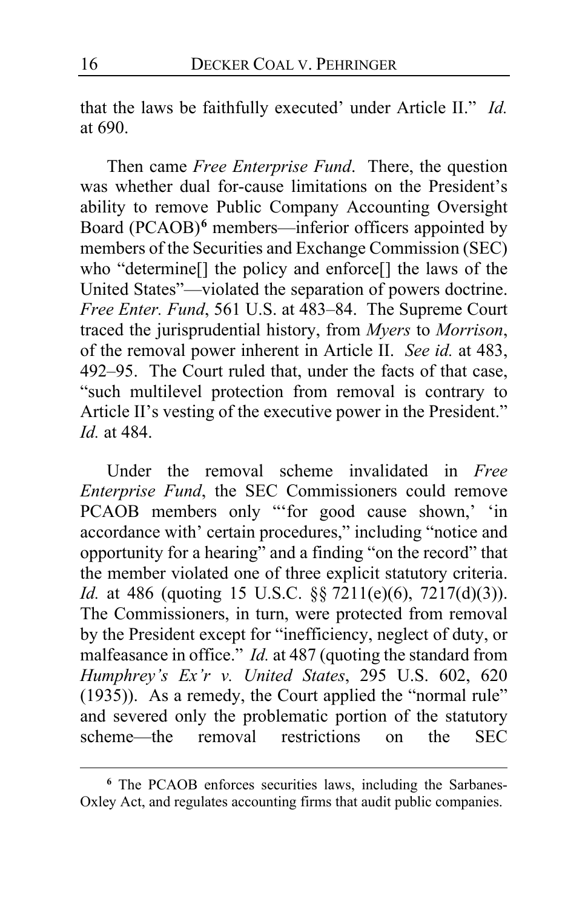that the laws be faithfully executed' under Article II." *Id.* at 690.

Then came *Free Enterprise Fund*. There, the question was whether dual for-cause limitations on the President's ability to remove Public Company Accounting Oversight Board (PCAOB)[6] members—inferior officers appointed by members of the Securities and Exchange Commission (SEC) who "determine[] the policy and enforce[] the laws of the United States"—violated the separation of powers doctrine. *Free Enter. Fund*, 561 U.S. at 483–84. The Supreme Court traced the jurisprudential history, from *Myers* to *Morrison*, of the removal power inherent in Article II. *See id.* at 483, 492–95. The Court ruled that, under the facts of that case, "such multilevel protection from removal is contrary to Article II's vesting of the executive power in the President." *Id.* at 484.

Under the removal scheme invalidated in *Free Enterprise Fund*, the SEC Commissioners could remove PCAOB members only "'for good cause shown,' 'in accordance with' certain procedures," including "notice and opportunity for a hearing" and a finding "on the record" that the member violated one of three explicit statutory criteria. *Id.* at 486 (quoting 15 U.S.C. §§ 7211(e)(6), 7217(d)(3)). The Commissioners, in turn, were protected from removal by the President except for "inefficiency, neglect of duty, or malfeasance in office." *Id.* at 487 (quoting the standard from *Humphrey's Ex'r v. United States*, 295 U.S. 602, 620 (1935)). As a remedy, the Court applied the "normal rule" and severed only the problematic portion of the statutory scheme—the removal restrictions on the SEC

[6] The PCAOB enforces securities laws, including the Sarbanes-Oxley Act, and regulates accounting firms that audit public companies.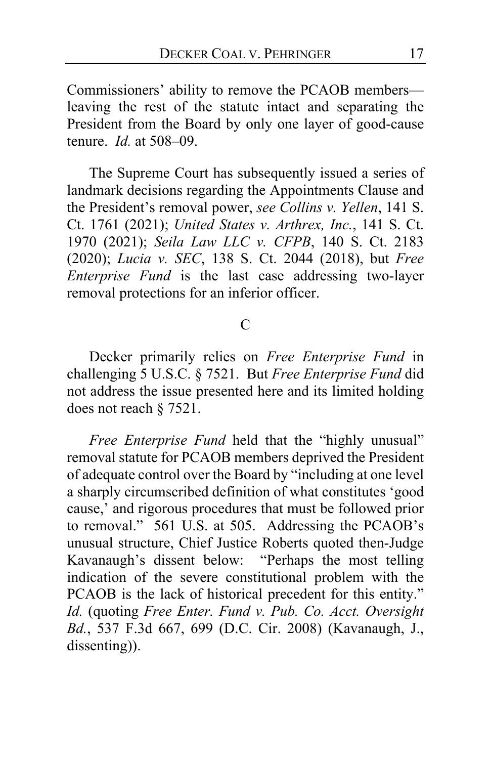Commissioners' ability to remove the PCAOB members—leaving the rest of the statute intact and separating the President from the Board by only one layer of good-cause tenure. *Id.* at 508–09.

The Supreme Court has subsequently issued a series of landmark decisions regarding the Appointments Clause and the President's removal power, *see Collins v. Yellen*, 141 S. Ct. 1761 (2021); *United States v. Arthrex, Inc.*, 141 S. Ct. 1970 (2021); *Seila Law LLC v. CFPB*, 140 S. Ct. 2183 (2020); *Lucia v. SEC*, 138 S. Ct. 2044 (2018), but *Free Enterprise Fund* is the last case addressing two-layer removal protections for an inferior officer.

C

Decker primarily relies on *Free Enterprise Fund* in challenging 5 U.S.C. § 7521. But *Free Enterprise Fund* did not address the issue presented here and its limited holding does not reach § 7521.

*Free Enterprise Fund* held that the "highly unusual" removal statute for PCAOB members deprived the President of adequate control over the Board by "including at one level a sharply circumscribed definition of what constitutes 'good cause,' and rigorous procedures that must be followed prior to removal." 561 U.S. at 505. Addressing the PCAOB's unusual structure, Chief Justice Roberts quoted then-Judge Kavanaugh's dissent below: "Perhaps the most telling indication of the severe constitutional problem with the PCAOB is the lack of historical precedent for this entity." *Id.* (quoting *Free Enter. Fund v. Pub. Co. Acct. Oversight Bd.*, 537 F.3d 667, 699 (D.C. Cir. 2008) (Kavanaugh, J., dissenting)).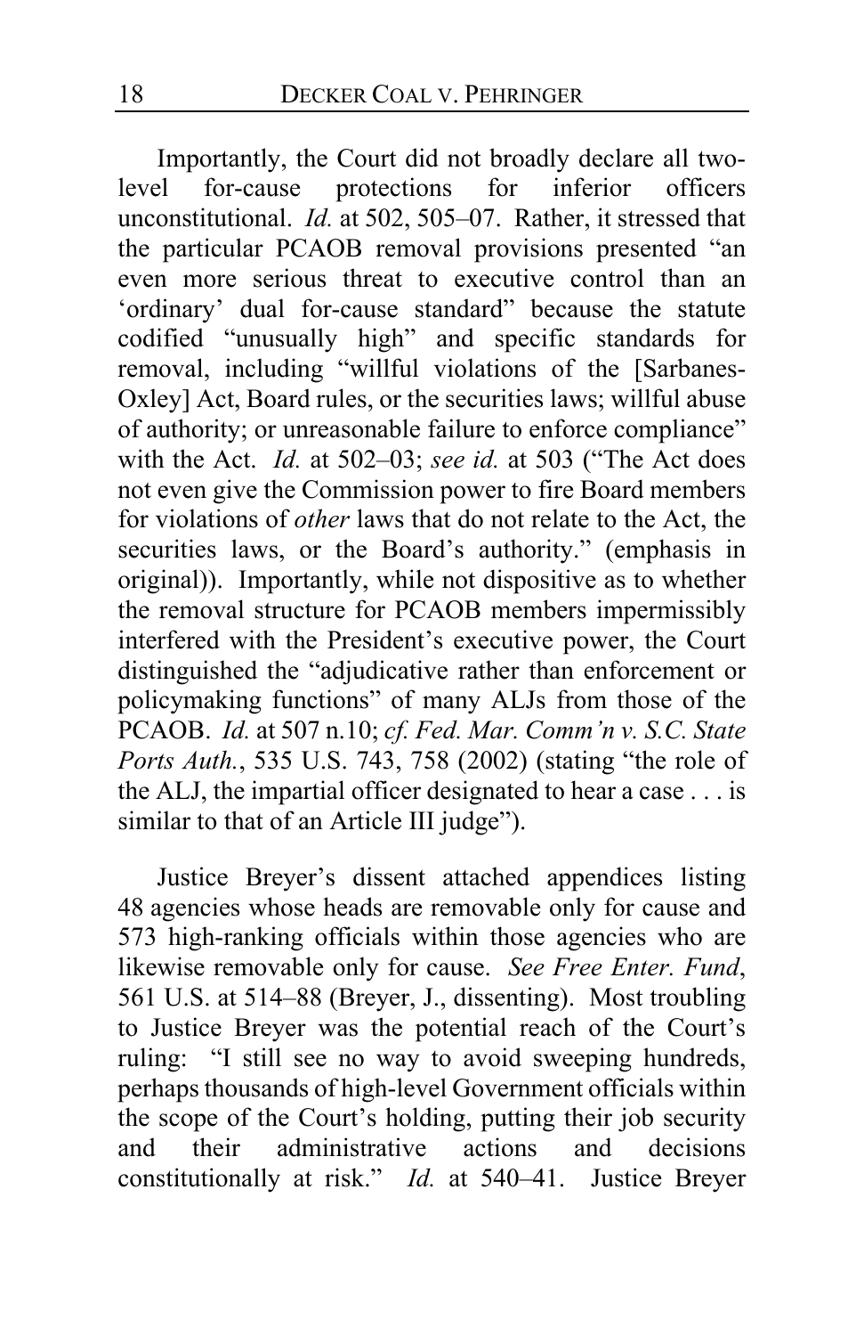Importantly, the Court did not broadly declare all two-level for-cause protections for inferior officers unconstitutional. *Id.* at 502, 505–07. Rather, it stressed that the particular PCAOB removal provisions presented "an even more serious threat to executive control than an 'ordinary' dual for-cause standard" because the statute codified "unusually high" and specific standards for removal, including "willful violations of the [Sarbanes-Oxley] Act, Board rules, or the securities laws; willful abuse of authority; or unreasonable failure to enforce compliance" with the Act. *Id.* at 502–03; *see id.* at 503 ("The Act does not even give the Commission power to fire Board members for violations of *other* laws that do not relate to the Act, the securities laws, or the Board's authority." (emphasis in original)). Importantly, while not dispositive as to whether the removal structure for PCAOB members impermissibly interfered with the President's executive power, the Court distinguished the "adjudicative rather than enforcement or policymaking functions" of many ALJs from those of the PCAOB. *Id.* at 507 n.10; *cf. Fed. Mar. Comm'n v. S.C. State Ports Auth.*, 535 U.S. 743, 758 (2002) (stating "the role of the ALJ, the impartial officer designated to hear a case . . . is similar to that of an Article III judge").

Justice Breyer's dissent attached appendices listing 48 agencies whose heads are removable only for cause and 573 high-ranking officials within those agencies who are likewise removable only for cause. *See Free Enter. Fund*, 561 U.S. at 514–88 (Breyer, J., dissenting). Most troubling to Justice Breyer was the potential reach of the Court's ruling: "I still see no way to avoid sweeping hundreds, perhaps thousands of high-level Government officials within the scope of the Court's holding, putting their job security and their administrative actions and decisions constitutionally at risk." *Id.* at 540–41. Justice Breyer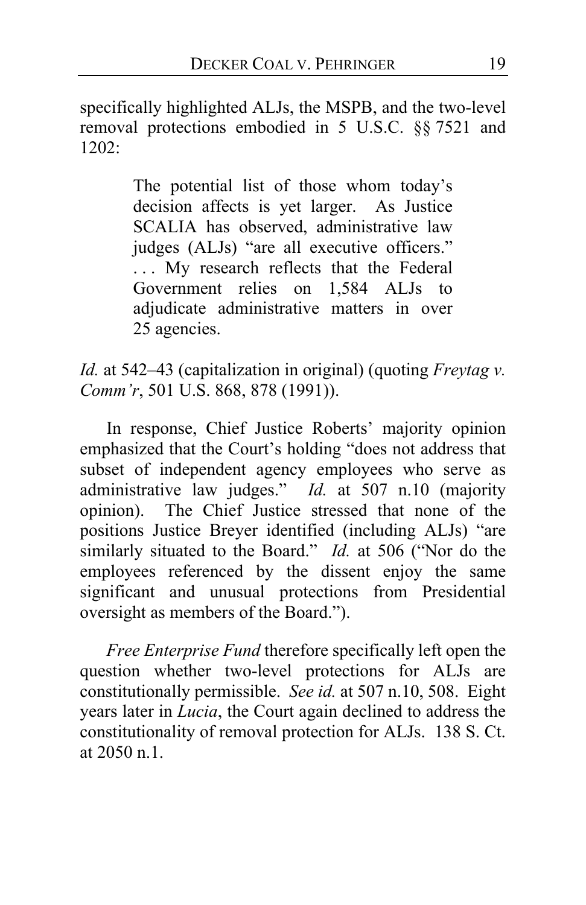specifically highlighted ALJs, the MSPB, and the two-level removal protections embodied in 5 U.S.C. §§ 7521 and 1202:

> The potential list of those whom today's decision affects is yet larger. As Justice SCALIA has observed, administrative law judges (ALJs) "are all executive officers." . . . My research reflects that the Federal Government relies on 1,584 ALJs to adjudicate administrative matters in over 25 agencies.

*Id.* at 542–43 (capitalization in original) (quoting *Freytag v. Comm'r*, 501 U.S. 868, 878 (1991)).

In response, Chief Justice Roberts' majority opinion emphasized that the Court's holding "does not address that subset of independent agency employees who serve as administrative law judges." *Id.* at 507 n.10 (majority opinion). The Chief Justice stressed that none of the positions Justice Breyer identified (including ALJs) "are similarly situated to the Board." *Id.* at 506 ("Nor do the employees referenced by the dissent enjoy the same significant and unusual protections from Presidential oversight as members of the Board.").

*Free Enterprise Fund* therefore specifically left open the question whether two-level protections for ALJs are constitutionally permissible. *See id.* at 507 n.10, 508. Eight years later in *Lucia*, the Court again declined to address the constitutionality of removal protection for ALJs. 138 S. Ct. at 2050 n.1.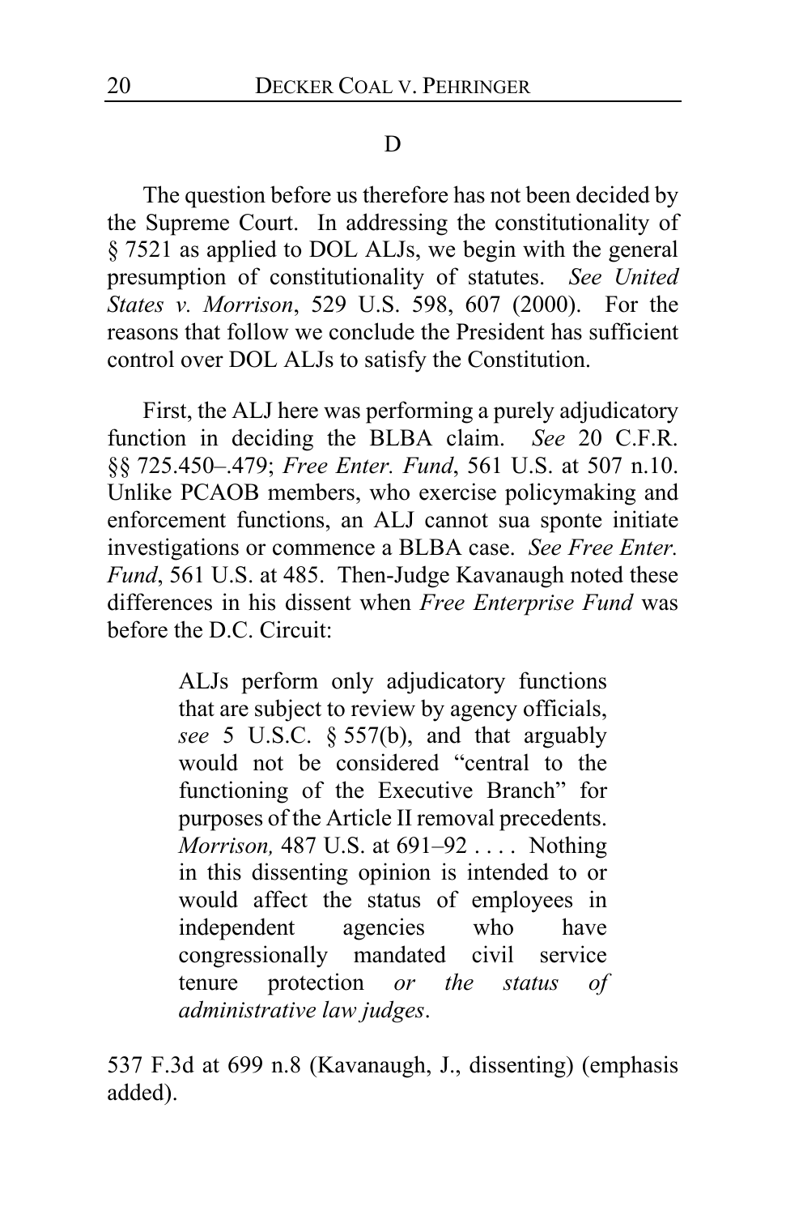### D

The question before us therefore has not been decided by the Supreme Court. In addressing the constitutionality of § 7521 as applied to DOL ALJs, we begin with the general presumption of constitutionality of statutes. *See United States v. Morrison*, 529 U.S. 598, 607 (2000). For the reasons that follow we conclude the President has sufficient control over DOL ALJs to satisfy the Constitution.

First, the ALJ here was performing a purely adjudicatory function in deciding the BLBA claim. *See* 20 C.F.R. §§ 725.450–.479; *Free Enter. Fund*, 561 U.S. at 507 n.10. Unlike PCAOB members, who exercise policymaking and enforcement functions, an ALJ cannot sua sponte initiate investigations or commence a BLBA case. *See Free Enter. Fund*, 561 U.S. at 485. Then-Judge Kavanaugh noted these differences in his dissent when *Free Enterprise Fund* was before the D.C. Circuit:

> ALJs perform only adjudicatory functions that are subject to review by agency officials, *see* 5 U.S.C. § 557(b), and that arguably would not be considered "central to the functioning of the Executive Branch" for purposes of the Article II removal precedents. *Morrison,* 487 U.S. at 691–92 . . . . Nothing in this dissenting opinion is intended to or would affect the status of employees in independent agencies who have congressionally mandated civil service tenure protection *or the status of administrative law judges*.

537 F.3d at 699 n.8 (Kavanaugh, J., dissenting) (emphasis added).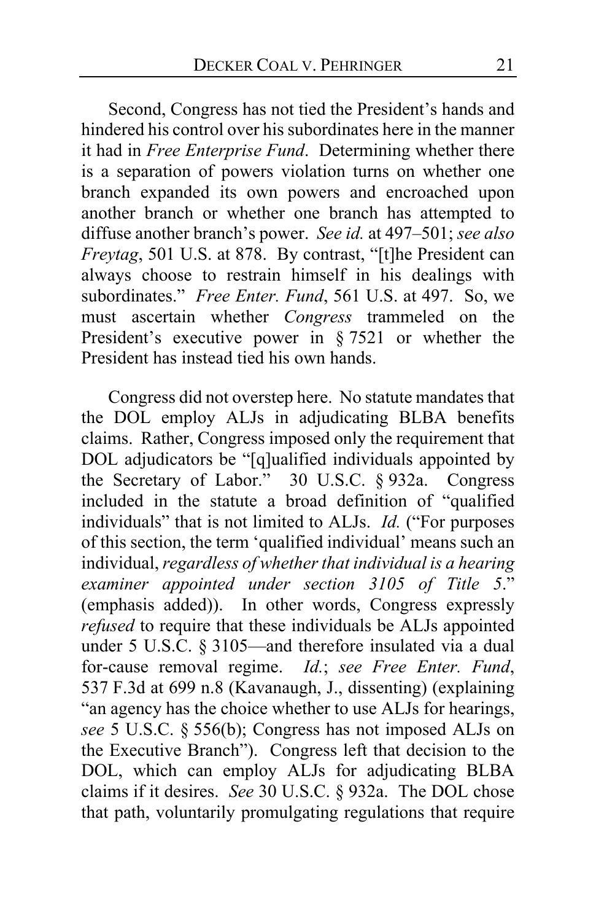Second, Congress has not tied the President's hands and hindered his control over his subordinates here in the manner it had in *Free Enterprise Fund*. Determining whether there is a separation of powers violation turns on whether one branch expanded its own powers and encroached upon another branch or whether one branch has attempted to diffuse another branch's power. *See id.* at 497–501; *see also Freytag*, 501 U.S. at 878. By contrast, "[t]he President can always choose to restrain himself in his dealings with subordinates." *Free Enter. Fund*, 561 U.S. at 497. So, we must ascertain whether *Congress* trammeled on the President's executive power in § 7521 or whether the President has instead tied his own hands.

Congress did not overstep here. No statute mandates that the DOL employ ALJs in adjudicating BLBA benefits claims. Rather, Congress imposed only the requirement that DOL adjudicators be "[q]ualified individuals appointed by the Secretary of Labor." 30 U.S.C. § 932a. Congress included in the statute a broad definition of "qualified individuals" that is not limited to ALJs. *Id.* ("For purposes of this section, the term 'qualified individual' means such an individual, *regardless of whether that individual is a hearing examiner appointed under section 3105 of Title 5*." (emphasis added)). In other words, Congress expressly *refused* to require that these individuals be ALJs appointed under 5 U.S.C. § 3105—and therefore insulated via a dual for-cause removal regime. *Id.*; *see Free Enter. Fund*, 537 F.3d at 699 n.8 (Kavanaugh, J., dissenting) (explaining "an agency has the choice whether to use ALJs for hearings, *see* 5 U.S.C. § 556(b); Congress has not imposed ALJs on the Executive Branch"). Congress left that decision to the DOL, which can employ ALJs for adjudicating BLBA claims if it desires. *See* 30 U.S.C. § 932a. The DOL chose that path, voluntarily promulgating regulations that require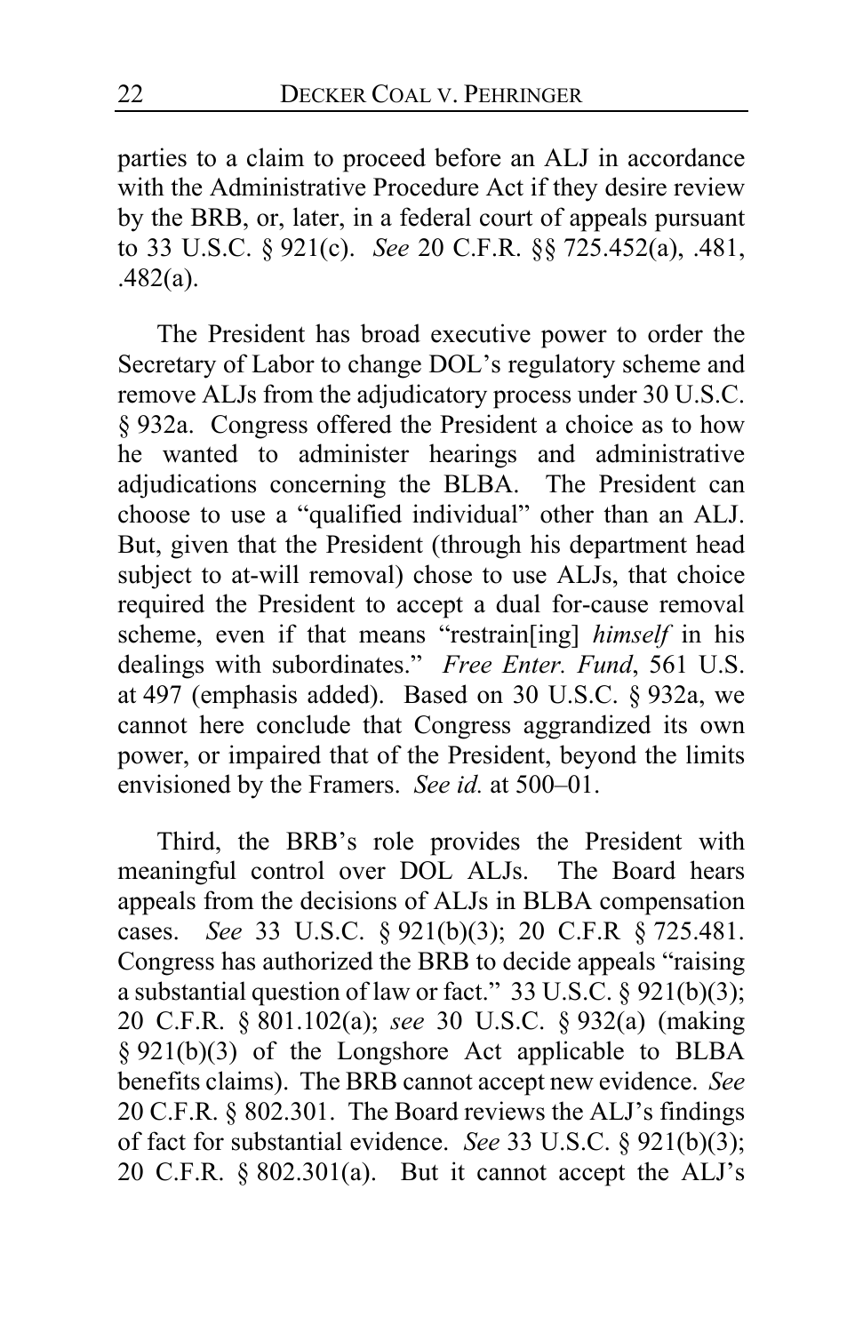parties to a claim to proceed before an ALJ in accordance with the Administrative Procedure Act if they desire review by the BRB, or, later, in a federal court of appeals pursuant to 33 U.S.C. § 921(c). *See* 20 C.F.R. §§ 725.452(a), .481, .482(a).

The President has broad executive power to order the Secretary of Labor to change DOL's regulatory scheme and remove ALJs from the adjudicatory process under 30 U.S.C. § 932a. Congress offered the President a choice as to how he wanted to administer hearings and administrative adjudications concerning the BLBA. The President can choose to use a "qualified individual" other than an ALJ. But, given that the President (through his department head subject to at-will removal) chose to use ALJs, that choice required the President to accept a dual for-cause removal scheme, even if that means "restrain[ing] *himself* in his dealings with subordinates." *Free Enter. Fund*, 561 U.S. at 497 (emphasis added). Based on 30 U.S.C. § 932a, we cannot here conclude that Congress aggrandized its own power, or impaired that of the President, beyond the limits envisioned by the Framers. *See id.* at 500–01.

Third, the BRB's role provides the President with meaningful control over DOL ALJs. The Board hears appeals from the decisions of ALJs in BLBA compensation cases. *See* 33 U.S.C. § 921(b)(3); 20 C.F.R § 725.481. Congress has authorized the BRB to decide appeals "raising a substantial question of law or fact." 33 U.S.C. § 921(b)(3); 20 C.F.R. § 801.102(a); *see* 30 U.S.C. § 932(a) (making § 921(b)(3) of the Longshore Act applicable to BLBA benefits claims). The BRB cannot accept new evidence. *See* 20 C.F.R. § 802.301. The Board reviews the ALJ's findings of fact for substantial evidence. *See* 33 U.S.C. § 921(b)(3); 20 C.F.R. § 802.301(a). But it cannot accept the ALJ's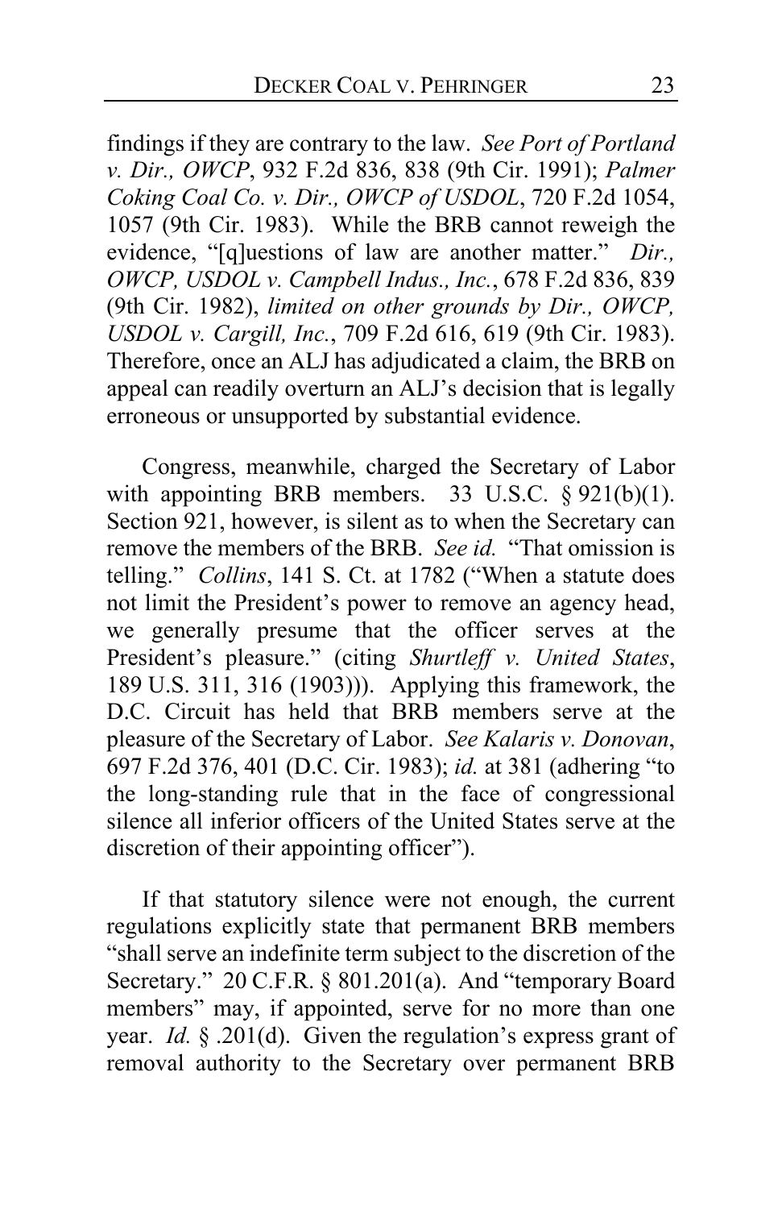findings if they are contrary to the law. *See Port of Portland v. Dir., OWCP*, 932 F.2d 836, 838 (9th Cir. 1991); *Palmer Coking Coal Co. v. Dir., OWCP of USDOL*, 720 F.2d 1054, 1057 (9th Cir. 1983). While the BRB cannot reweigh the evidence, "[q]uestions of law are another matter." *Dir., OWCP, USDOL v. Campbell Indus., Inc.*, 678 F.2d 836, 839 (9th Cir. 1982), *limited on other grounds by Dir., OWCP, USDOL v. Cargill, Inc.*, 709 F.2d 616, 619 (9th Cir. 1983). Therefore, once an ALJ has adjudicated a claim, the BRB on appeal can readily overturn an ALJ's decision that is legally erroneous or unsupported by substantial evidence.

Congress, meanwhile, charged the Secretary of Labor with appointing BRB members. 33 U.S.C. § 921(b)(1). Section 921, however, is silent as to when the Secretary can remove the members of the BRB. *See id.* "That omission is telling." *Collins*, 141 S. Ct. at 1782 ("When a statute does not limit the President's power to remove an agency head, we generally presume that the officer serves at the President's pleasure." (citing *Shurtleff v. United States*, 189 U.S. 311, 316 (1903))). Applying this framework, the D.C. Circuit has held that BRB members serve at the pleasure of the Secretary of Labor. *See Kalaris v. Donovan*, 697 F.2d 376, 401 (D.C. Cir. 1983); *id.* at 381 (adhering "to the long-standing rule that in the face of congressional silence all inferior officers of the United States serve at the discretion of their appointing officer").

If that statutory silence were not enough, the current regulations explicitly state that permanent BRB members "shall serve an indefinite term subject to the discretion of the Secretary." 20 C.F.R. § 801.201(a). And "temporary Board members" may, if appointed, serve for no more than one year. *Id.* § .201(d). Given the regulation's express grant of removal authority to the Secretary over permanent BRB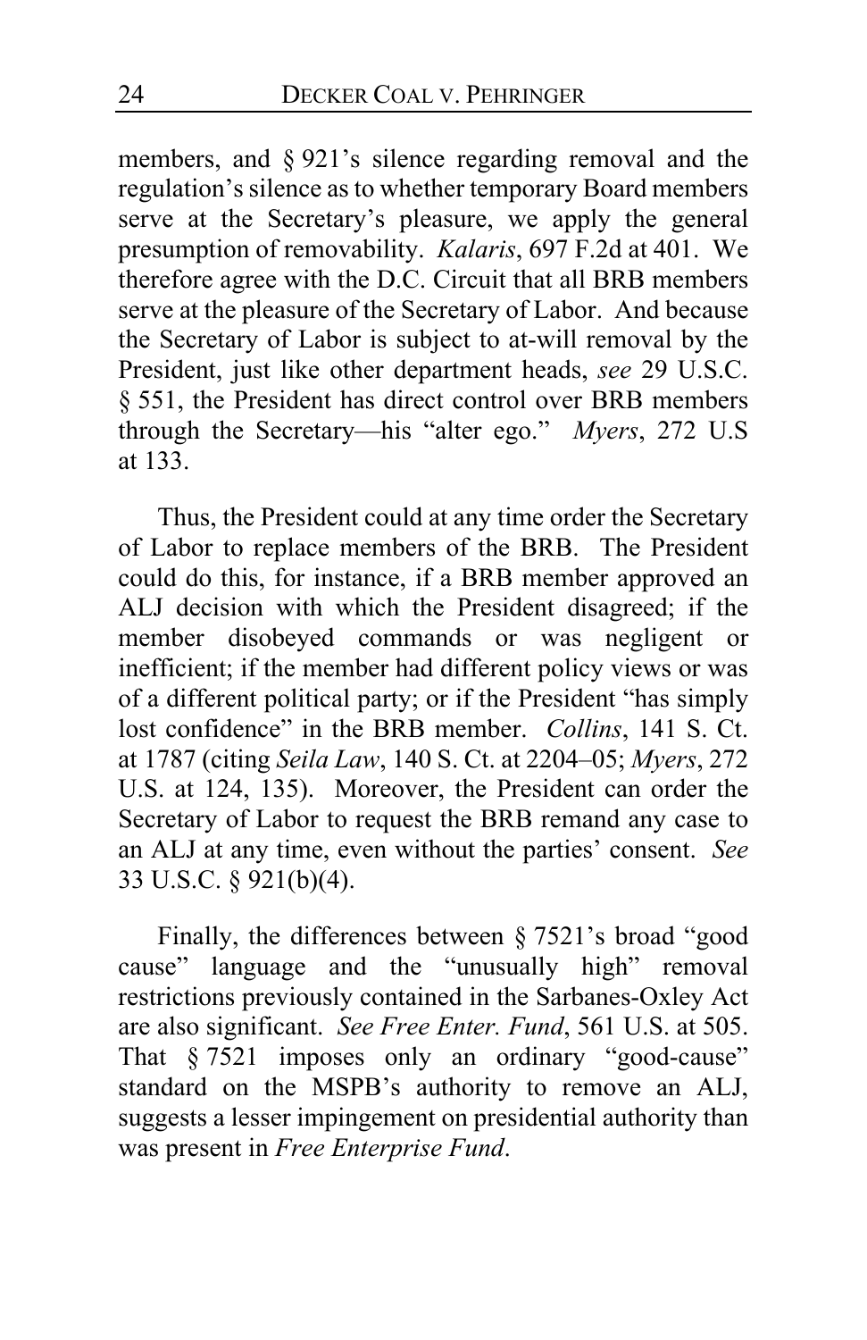members, and § 921's silence regarding removal and the regulation's silence as to whether temporary Board members serve at the Secretary's pleasure, we apply the general presumption of removability. *Kalaris*, 697 F.2d at 401. We therefore agree with the D.C. Circuit that all BRB members serve at the pleasure of the Secretary of Labor. And because the Secretary of Labor is subject to at-will removal by the President, just like other department heads, *see* 29 U.S.C. § 551, the President has direct control over BRB members through the Secretary—his "alter ego." *Myers*, 272 U.S at 133.

Thus, the President could at any time order the Secretary of Labor to replace members of the BRB. The President could do this, for instance, if a BRB member approved an ALJ decision with which the President disagreed; if the member disobeyed commands or was negligent or inefficient; if the member had different policy views or was of a different political party; or if the President "has simply lost confidence" in the BRB member. *Collins*, 141 S. Ct. at 1787 (citing *Seila Law*, 140 S. Ct. at 2204–05; *Myers*, 272 U.S. at 124, 135). Moreover, the President can order the Secretary of Labor to request the BRB remand any case to an ALJ at any time, even without the parties' consent. *See* 33 U.S.C. § 921(b)(4).

Finally, the differences between § 7521's broad "good cause" language and the "unusually high" removal restrictions previously contained in the Sarbanes-Oxley Act are also significant. *See Free Enter. Fund*, 561 U.S. at 505. That § 7521 imposes only an ordinary "good-cause" standard on the MSPB's authority to remove an ALJ, suggests a lesser impingement on presidential authority than was present in *Free Enterprise Fund*.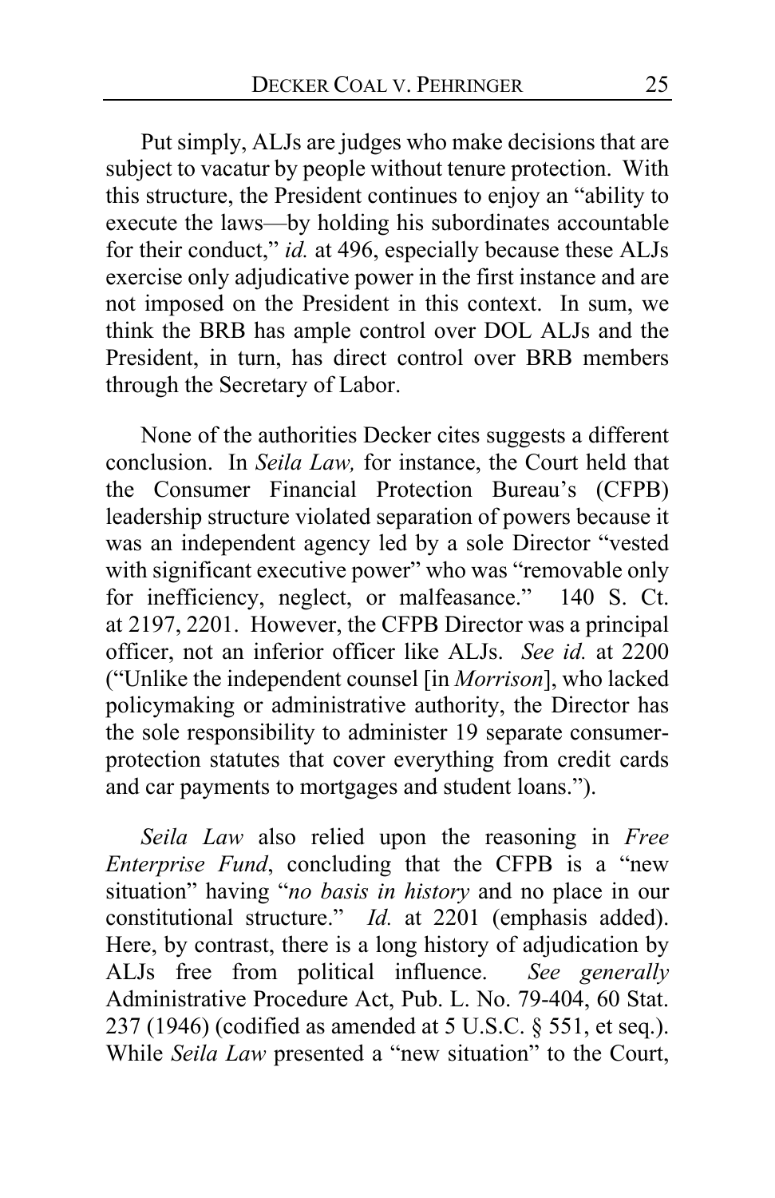Put simply, ALJs are judges who make decisions that are subject to vacatur by people without tenure protection. With this structure, the President continues to enjoy an "ability to execute the laws—by holding his subordinates accountable for their conduct," *id.* at 496, especially because these ALJs exercise only adjudicative power in the first instance and are not imposed on the President in this context. In sum, we think the BRB has ample control over DOL ALJs and the President, in turn, has direct control over BRB members through the Secretary of Labor.

None of the authorities Decker cites suggests a different conclusion. In *Seila Law,* for instance, the Court held that the Consumer Financial Protection Bureau's (CFPB) leadership structure violated separation of powers because it was an independent agency led by a sole Director "vested with significant executive power" who was "removable only for inefficiency, neglect, or malfeasance." 140 S. Ct. at 2197, 2201. However, the CFPB Director was a principal officer, not an inferior officer like ALJs. *See id.* at 2200 ("Unlike the independent counsel [in *Morrison*], who lacked policymaking or administrative authority, the Director has the sole responsibility to administer 19 separate consumer-protection statutes that cover everything from credit cards and car payments to mortgages and student loans.").

*Seila Law* also relied upon the reasoning in *Free Enterprise Fund*, concluding that the CFPB is a "new situation" having "*no basis in history* and no place in our constitutional structure." *Id.* at 2201 (emphasis added). Here, by contrast, there is a long history of adjudication by ALJs free from political influence. *See generally* Administrative Procedure Act, Pub. L. No. 79-404, 60 Stat. 237 (1946) (codified as amended at 5 U.S.C. § 551, et seq.). While *Seila Law* presented a "new situation" to the Court,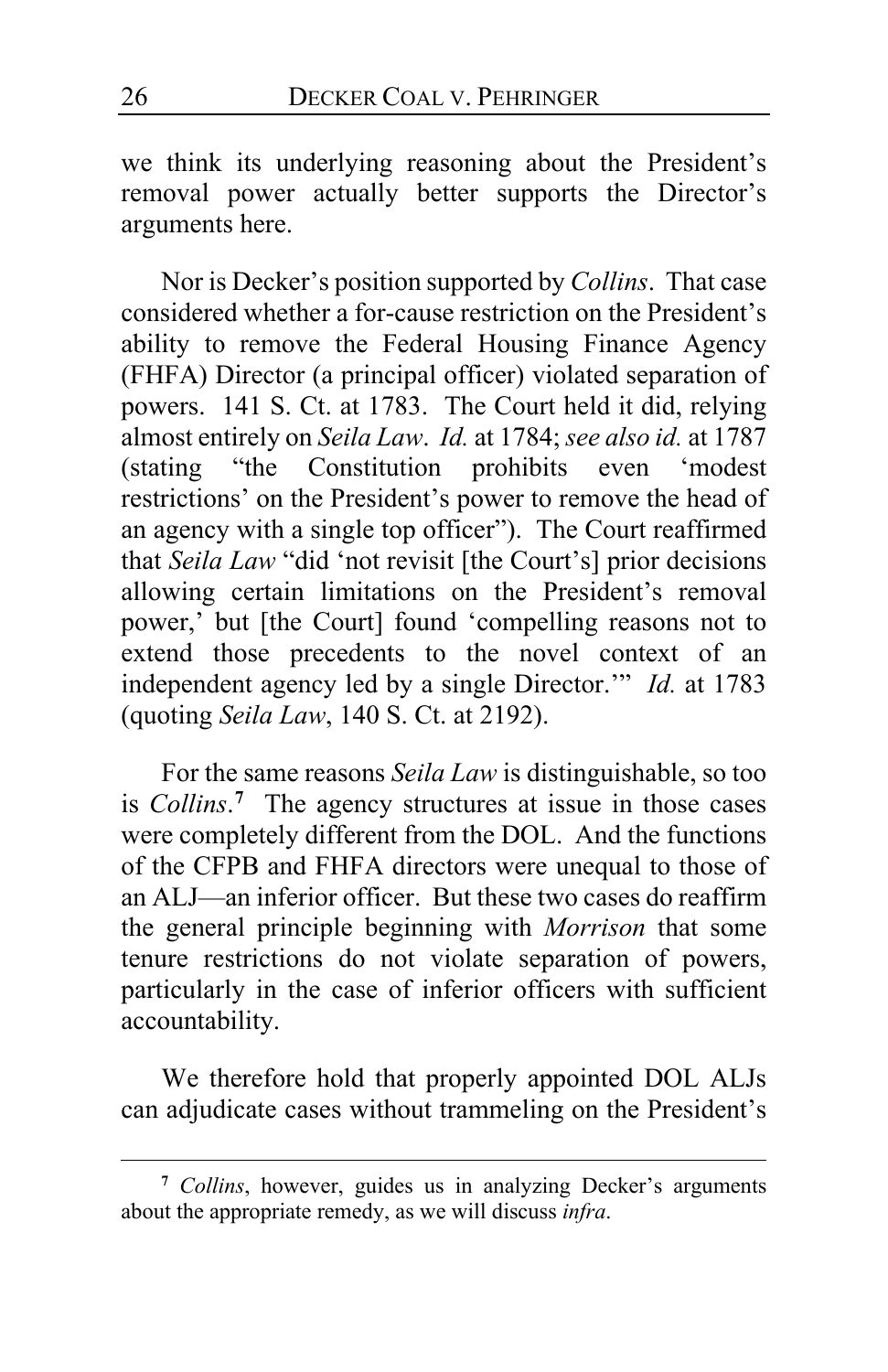we think its underlying reasoning about the President's removal power actually better supports the Director's arguments here.

Nor is Decker's position supported by *Collins*. That case considered whether a for-cause restriction on the President's ability to remove the Federal Housing Finance Agency (FHFA) Director (a principal officer) violated separation of powers. 141 S. Ct. at 1783. The Court held it did, relying almost entirely on *Seila Law*. *Id.* at 1784; *see also id.* at 1787 (stating "the Constitution prohibits even 'modest restrictions' on the President's power to remove the head of an agency with a single top officer"). The Court reaffirmed that *Seila Law* "did 'not revisit [the Court's] prior decisions allowing certain limitations on the President's removal power,' but [the Court] found 'compelling reasons not to extend those precedents to the novel context of an independent agency led by a single Director.'" *Id.* at 1783 (quoting *Seila Law*, 140 S. Ct. at 2192).

For the same reasons *Seila Law* is distinguishable, so too is *Collins*.[7] The agency structures at issue in those cases were completely different from the DOL. And the functions of the CFPB and FHFA directors were unequal to those of an ALJ—an inferior officer. But these two cases do reaffirm the general principle beginning with *Morrison* that some tenure restrictions do not violate separation of powers, particularly in the case of inferior officers with sufficient accountability.

We therefore hold that properly appointed DOL ALJs can adjudicate cases without trammeling on the President's

[7] *Collins*, however, guides us in analyzing Decker's arguments about the appropriate remedy, as we will discuss *infra*.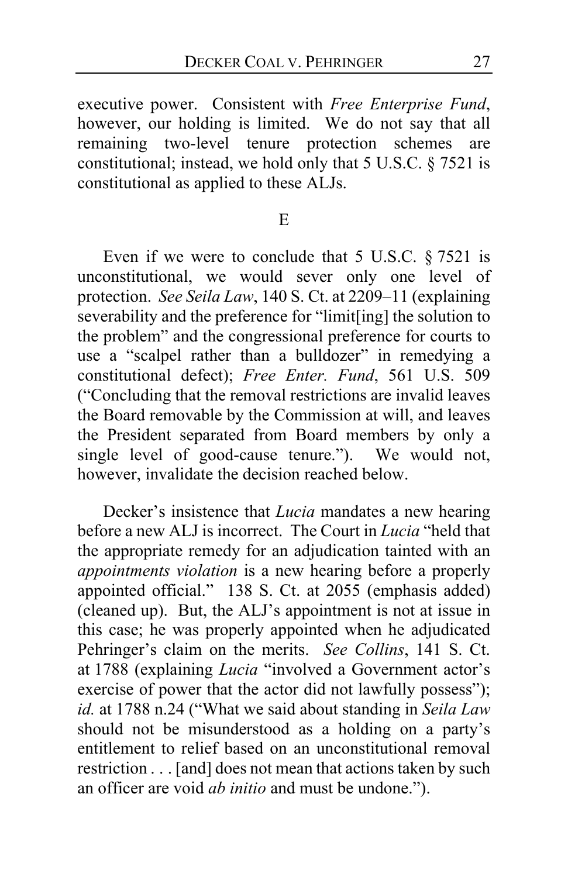executive power. Consistent with *Free Enterprise Fund*, however, our holding is limited. We do not say that all remaining two-level tenure protection schemes are constitutional; instead, we hold only that 5 U.S.C. § 7521 is constitutional as applied to these ALJs.

### E

Even if we were to conclude that 5 U.S.C. § 7521 is unconstitutional, we would sever only one level of protection. *See Seila Law*, 140 S. Ct. at 2209–11 (explaining severability and the preference for "limit[ing] the solution to the problem" and the congressional preference for courts to use a "scalpel rather than a bulldozer" in remedying a constitutional defect); *Free Enter. Fund*, 561 U.S. 509 ("Concluding that the removal restrictions are invalid leaves the Board removable by the Commission at will, and leaves the President separated from Board members by only a single level of good-cause tenure."). We would not, however, invalidate the decision reached below.

Decker's insistence that *Lucia* mandates a new hearing before a new ALJ is incorrect. The Court in *Lucia* "held that the appropriate remedy for an adjudication tainted with an *appointments violation* is a new hearing before a properly appointed official." 138 S. Ct. at 2055 (emphasis added) (cleaned up). But, the ALJ's appointment is not at issue in this case; he was properly appointed when he adjudicated Pehringer's claim on the merits. *See Collins*, 141 S. Ct. at 1788 (explaining *Lucia* "involved a Government actor's exercise of power that the actor did not lawfully possess"); *id.* at 1788 n.24 ("What we said about standing in *Seila Law* should not be misunderstood as a holding on a party's entitlement to relief based on an unconstitutional removal restriction . . . [and] does not mean that actions taken by such an officer are void *ab initio* and must be undone.").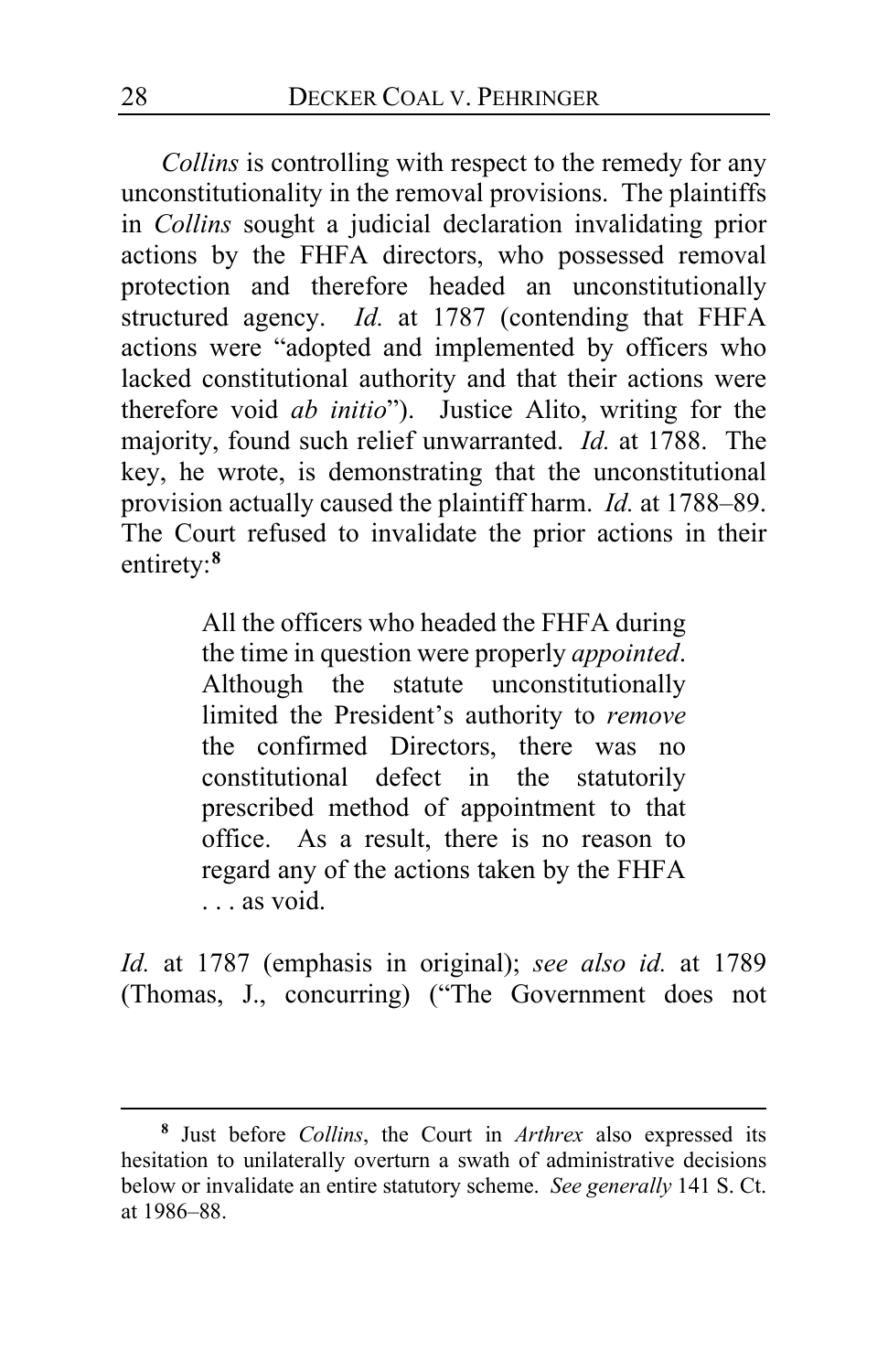*Collins* is controlling with respect to the remedy for any unconstitutionality in the removal provisions. The plaintiffs in *Collins* sought a judicial declaration invalidating prior actions by the FHFA directors, who possessed removal protection and therefore headed an unconstitutionally structured agency. *Id.* at 1787 (contending that FHFA actions were "adopted and implemented by officers who lacked constitutional authority and that their actions were therefore void *ab initio*"). Justice Alito, writing for the majority, found such relief unwarranted. *Id.* at 1788. The key, he wrote, is demonstrating that the unconstitutional provision actually caused the plaintiff harm. *Id.* at 1788–89. The Court refused to invalidate the prior actions in their entirety:[8]

> All the officers who headed the FHFA during the time in question were properly *appointed*. Although the statute unconstitutionally limited the President's authority to *remove* the confirmed Directors, there was no constitutional defect in the statutorily prescribed method of appointment to that office. As a result, there is no reason to regard any of the actions taken by the FHFA . . . as void.

*Id.* at 1787 (emphasis in original); *see also id.* at 1789 (Thomas, J., concurring) ("The Government does not

---

[8] Just before *Collins*, the Court in *Arthrex* also expressed its hesitation to unilaterally overturn a swath of administrative decisions below or invalidate an entire statutory scheme. *See generally* 141 S. Ct. at 1986–88.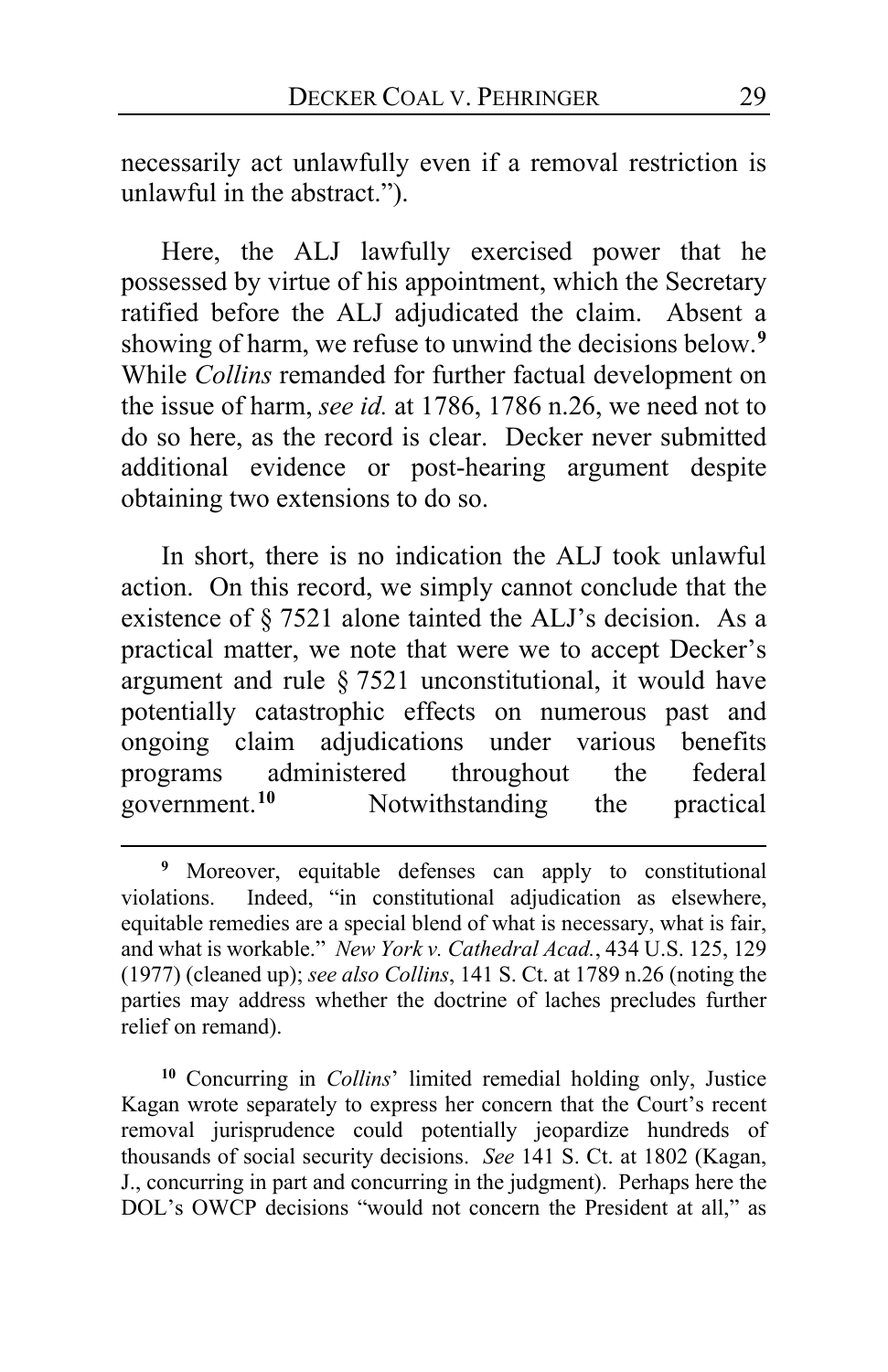necessarily act unlawfully even if a removal restriction is unlawful in the abstract.").

Here, the ALJ lawfully exercised power that he possessed by virtue of his appointment, which the Secretary ratified before the ALJ adjudicated the claim. Absent a showing of harm, we refuse to unwind the decisions below.[9] While *Collins* remanded for further factual development on the issue of harm, *see id.* at 1786, 1786 n.26, we need not to do so here, as the record is clear. Decker never submitted additional evidence or post-hearing argument despite obtaining two extensions to do so.

In short, there is no indication the ALJ took unlawful action. On this record, we simply cannot conclude that the existence of § 7521 alone tainted the ALJ's decision. As a practical matter, we note that were we to accept Decker's argument and rule § 7521 unconstitutional, it would have potentially catastrophic effects on numerous past and ongoing claim adjudications under various benefits programs administered throughout the federal government.[10] Notwithstanding the practical

---

[9] Moreover, equitable defenses can apply to constitutional violations. Indeed, "in constitutional adjudication as elsewhere, equitable remedies are a special blend of what is necessary, what is fair, and what is workable." *New York v. Cathedral Acad.*, 434 U.S. 125, 129 (1977) (cleaned up); *see also Collins*, 141 S. Ct. at 1789 n.26 (noting the parties may address whether the doctrine of laches precludes further relief on remand).

[10] Concurring in *Collins*' limited remedial holding only, Justice Kagan wrote separately to express her concern that the Court's recent removal jurisprudence could potentially jeopardize hundreds of thousands of social security decisions. *See* 141 S. Ct. at 1802 (Kagan, J., concurring in part and concurring in the judgment). Perhaps here the DOL's OWCP decisions "would not concern the President at all," as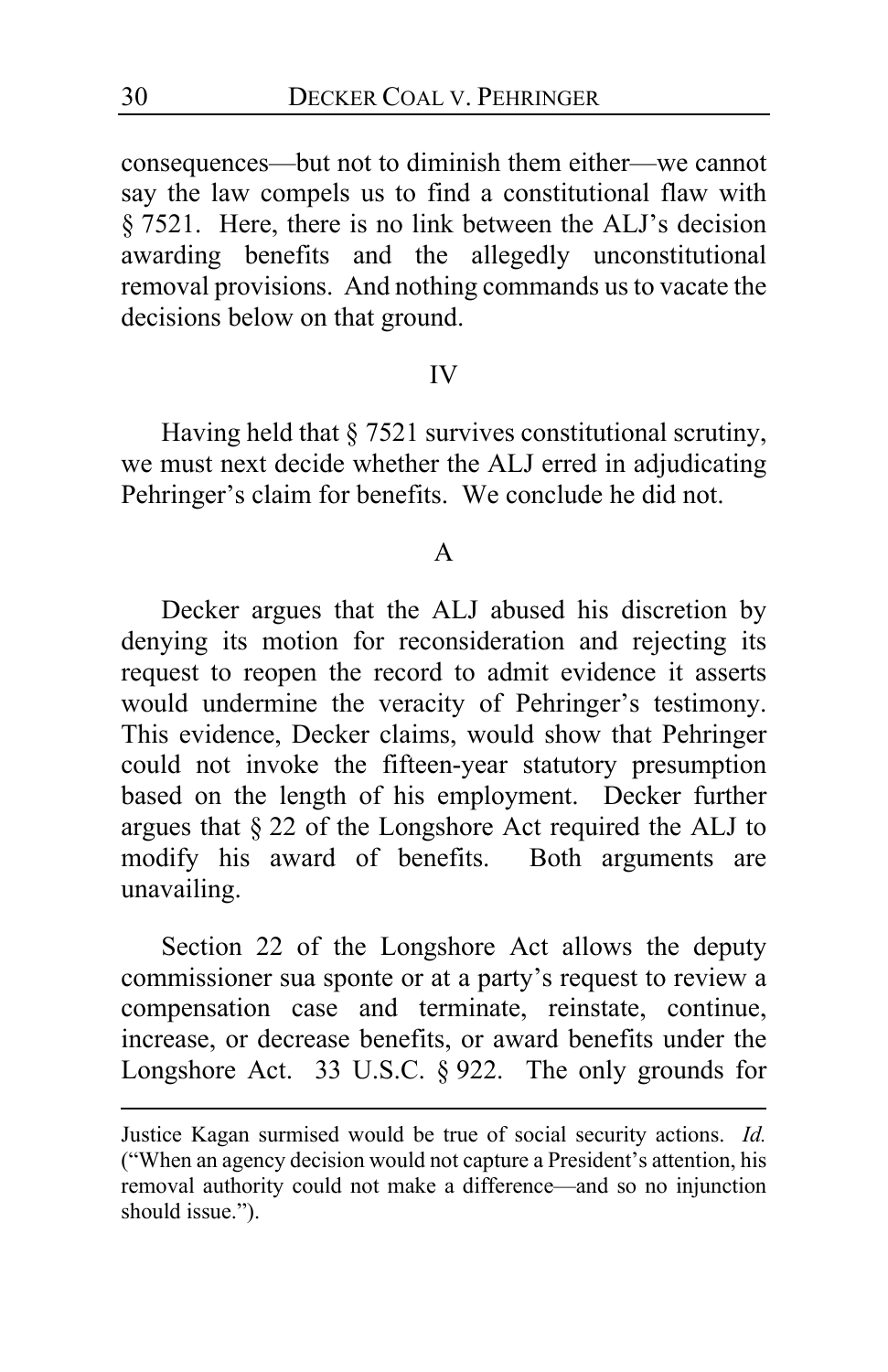consequences—but not to diminish them either—we cannot say the law compels us to find a constitutional flaw with § 7521. Here, there is no link between the ALJ's decision awarding benefits and the allegedly unconstitutional removal provisions. And nothing commands us to vacate the decisions below on that ground.

## IV

Having held that § 7521 survives constitutional scrutiny, we must next decide whether the ALJ erred in adjudicating Pehringer's claim for benefits. We conclude he did not.

### A

Decker argues that the ALJ abused his discretion by denying its motion for reconsideration and rejecting its request to reopen the record to admit evidence it asserts would undermine the veracity of Pehringer's testimony. This evidence, Decker claims, would show that Pehringer could not invoke the fifteen-year statutory presumption based on the length of his employment. Decker further argues that § 22 of the Longshore Act required the ALJ to modify his award of benefits. Both arguments are unavailing.

Section 22 of the Longshore Act allows the deputy commissioner sua sponte or at a party's request to review a compensation case and terminate, reinstate, continue, increase, or decrease benefits, or award benefits under the Longshore Act. 33 U.S.C. § 922. The only grounds for

---

Justice Kagan surmised would be true of social security actions. *Id.* ("When an agency decision would not capture a President's attention, his removal authority could not make a difference—and so no injunction should issue.").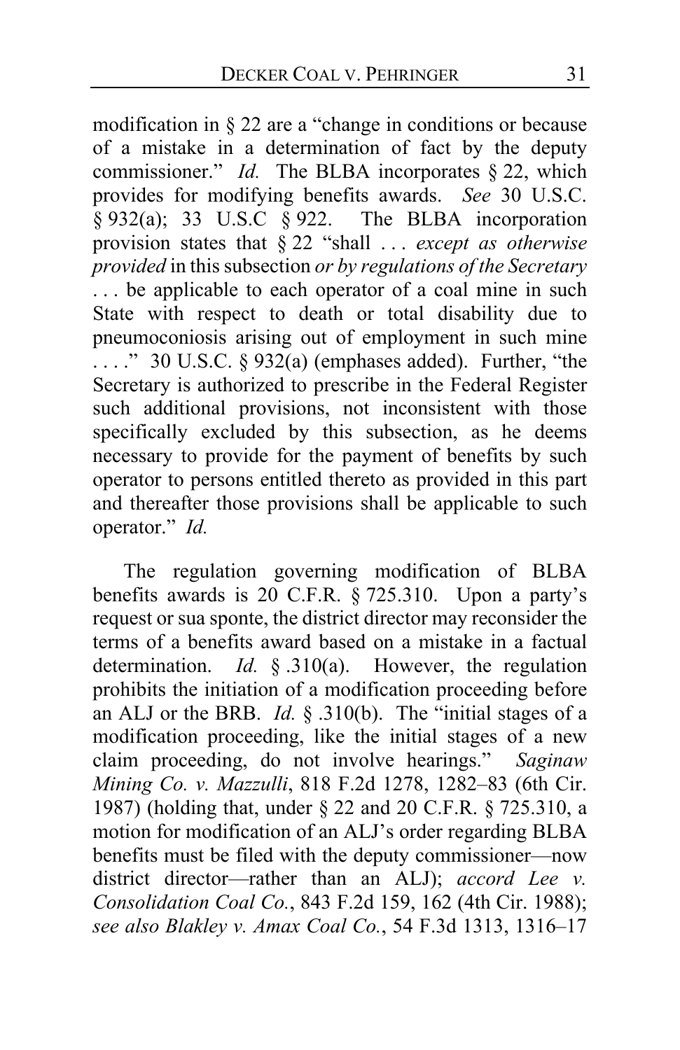modification in § 22 are a "change in conditions or because of a mistake in a determination of fact by the deputy commissioner." *Id.* The BLBA incorporates § 22, which provides for modifying benefits awards. *See* 30 U.S.C. § 932(a); 33 U.S.C § 922. The BLBA incorporation provision states that § 22 "shall . . . *except as otherwise provided* in this subsection *or by regulations of the Secretary* . . . be applicable to each operator of a coal mine in such State with respect to death or total disability due to pneumoconiosis arising out of employment in such mine . . . ." 30 U.S.C. § 932(a) (emphases added). Further, "the Secretary is authorized to prescribe in the Federal Register such additional provisions, not inconsistent with those specifically excluded by this subsection, as he deems necessary to provide for the payment of benefits by such operator to persons entitled thereto as provided in this part and thereafter those provisions shall be applicable to such operator." *Id.*

The regulation governing modification of BLBA benefits awards is 20 C.F.R. § 725.310. Upon a party's request or sua sponte, the district director may reconsider the terms of a benefits award based on a mistake in a factual determination. *Id.* § .310(a). However, the regulation prohibits the initiation of a modification proceeding before an ALJ or the BRB. *Id.* § .310(b). The "initial stages of a modification proceeding, like the initial stages of a new claim proceeding, do not involve hearings." *Saginaw Mining Co. v. Mazzulli*, 818 F.2d 1278, 1282–83 (6th Cir. 1987) (holding that, under § 22 and 20 C.F.R. § 725.310, a motion for modification of an ALJ's order regarding BLBA benefits must be filed with the deputy commissioner—now district director—rather than an ALJ); *accord Lee v. Consolidation Coal Co.*, 843 F.2d 159, 162 (4th Cir. 1988); *see also Blakley v. Amax Coal Co.*, 54 F.3d 1313, 1316–17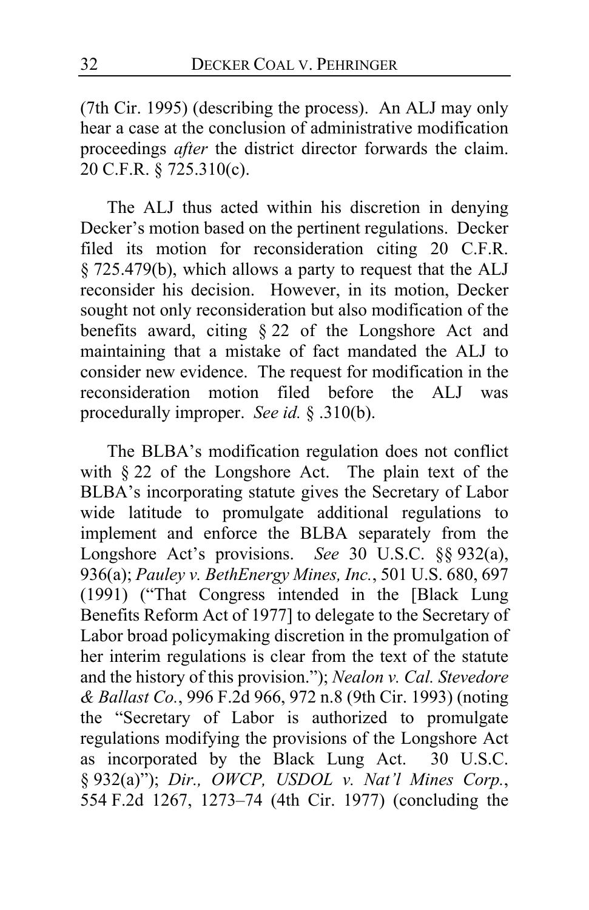(7th Cir. 1995) (describing the process). An ALJ may only hear a case at the conclusion of administrative modification proceedings *after* the district director forwards the claim. 20 C.F.R. § 725.310(c).

The ALJ thus acted within his discretion in denying Decker's motion based on the pertinent regulations. Decker filed its motion for reconsideration citing 20 C.F.R. § 725.479(b), which allows a party to request that the ALJ reconsider his decision. However, in its motion, Decker sought not only reconsideration but also modification of the benefits award, citing § 22 of the Longshore Act and maintaining that a mistake of fact mandated the ALJ to consider new evidence. The request for modification in the reconsideration motion filed before the ALJ was procedurally improper. *See id.* § .310(b).

The BLBA's modification regulation does not conflict with § 22 of the Longshore Act. The plain text of the BLBA's incorporating statute gives the Secretary of Labor wide latitude to promulgate additional regulations to implement and enforce the BLBA separately from the Longshore Act's provisions. *See* 30 U.S.C. §§ 932(a), 936(a); *Pauley v. BethEnergy Mines, Inc.*, 501 U.S. 680, 697 (1991) ("That Congress intended in the [Black Lung Benefits Reform Act of 1977] to delegate to the Secretary of Labor broad policymaking discretion in the promulgation of her interim regulations is clear from the text of the statute and the history of this provision."); *Nealon v. Cal. Stevedore & Ballast Co.*, 996 F.2d 966, 972 n.8 (9th Cir. 1993) (noting the "Secretary of Labor is authorized to promulgate regulations modifying the provisions of the Longshore Act as incorporated by the Black Lung Act. 30 U.S.C. § 932(a)"); *Dir., OWCP, USDOL v. Nat'l Mines Corp.*, 554 F.2d 1267, 1273–74 (4th Cir. 1977) (concluding the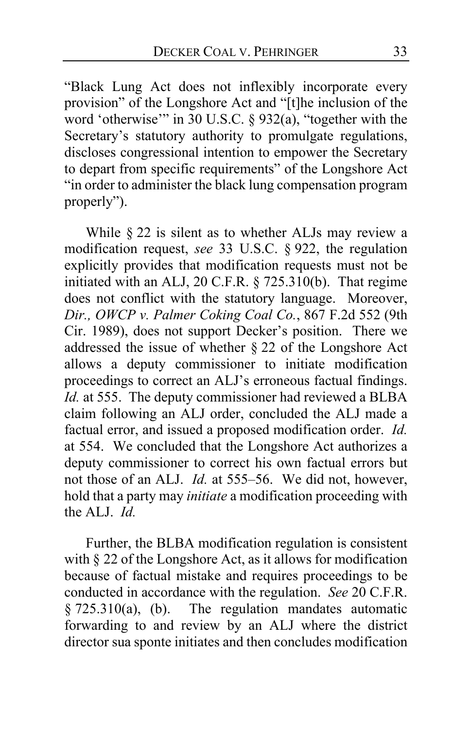"Black Lung Act does not inflexibly incorporate every provision" of the Longshore Act and "[t]he inclusion of the word 'otherwise'" in 30 U.S.C. § 932(a), "together with the Secretary's statutory authority to promulgate regulations, discloses congressional intention to empower the Secretary to depart from specific requirements" of the Longshore Act "in order to administer the black lung compensation program properly").

While § 22 is silent as to whether ALJs may review a modification request, *see* 33 U.S.C. § 922, the regulation explicitly provides that modification requests must not be initiated with an ALJ, 20 C.F.R. § 725.310(b). That regime does not conflict with the statutory language. Moreover, *Dir., OWCP v. Palmer Coking Coal Co.*, 867 F.2d 552 (9th Cir. 1989), does not support Decker's position. There we addressed the issue of whether § 22 of the Longshore Act allows a deputy commissioner to initiate modification proceedings to correct an ALJ's erroneous factual findings. *Id.* at 555. The deputy commissioner had reviewed a BLBA claim following an ALJ order, concluded the ALJ made a factual error, and issued a proposed modification order. *Id.* at 554. We concluded that the Longshore Act authorizes a deputy commissioner to correct his own factual errors but not those of an ALJ. *Id.* at 555–56. We did not, however, hold that a party may *initiate* a modification proceeding with the ALJ. *Id.*

Further, the BLBA modification regulation is consistent with § 22 of the Longshore Act, as it allows for modification because of factual mistake and requires proceedings to be conducted in accordance with the regulation. *See* 20 C.F.R. § 725.310(a), (b). The regulation mandates automatic forwarding to and review by an ALJ where the district director sua sponte initiates and then concludes modification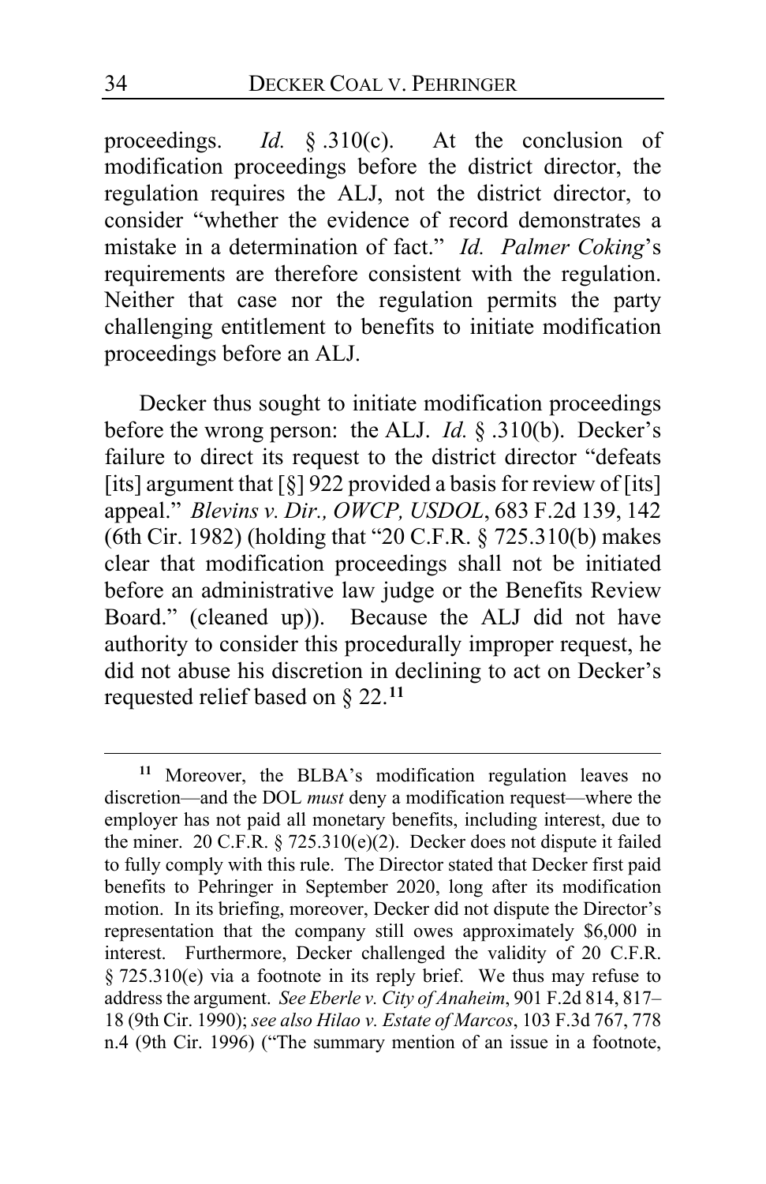proceedings. *Id.* § .310(c). At the conclusion of modification proceedings before the district director, the regulation requires the ALJ, not the district director, to consider "whether the evidence of record demonstrates a mistake in a determination of fact." *Id. Palmer Coking*'s requirements are therefore consistent with the regulation. Neither that case nor the regulation permits the party challenging entitlement to benefits to initiate modification proceedings before an ALJ.

Decker thus sought to initiate modification proceedings before the wrong person: the ALJ. *Id.* § .310(b). Decker's failure to direct its request to the district director "defeats [its] argument that [§] 922 provided a basis for review of [its] appeal." *Blevins v. Dir., OWCP, USDOL*, 683 F.2d 139, 142 (6th Cir. 1982) (holding that "20 C.F.R. § 725.310(b) makes clear that modification proceedings shall not be initiated before an administrative law judge or the Benefits Review Board." (cleaned up)). Because the ALJ did not have authority to consider this procedurally improper request, he did not abuse his discretion in declining to act on Decker's requested relief based on § 22.[11]

[11] Moreover, the BLBA's modification regulation leaves no discretion—and the DOL *must* deny a modification request—where the employer has not paid all monetary benefits, including interest, due to the miner. 20 C.F.R. § 725.310(e)(2). Decker does not dispute it failed to fully comply with this rule. The Director stated that Decker first paid benefits to Pehringer in September 2020, long after its modification motion. In its briefing, moreover, Decker did not dispute the Director's representation that the company still owes approximately $6,000 in interest. Furthermore, Decker challenged the validity of 20 C.F.R. § 725.310(e) via a footnote in its reply brief. We thus may refuse to address the argument. *See Eberle v. City of Anaheim*, 901 F.2d 814, 817–18 (9th Cir. 1990); *see also Hilao v. Estate of Marcos*, 103 F.3d 767, 778 n.4 (9th Cir. 1996) ("The summary mention of an issue in a footnote,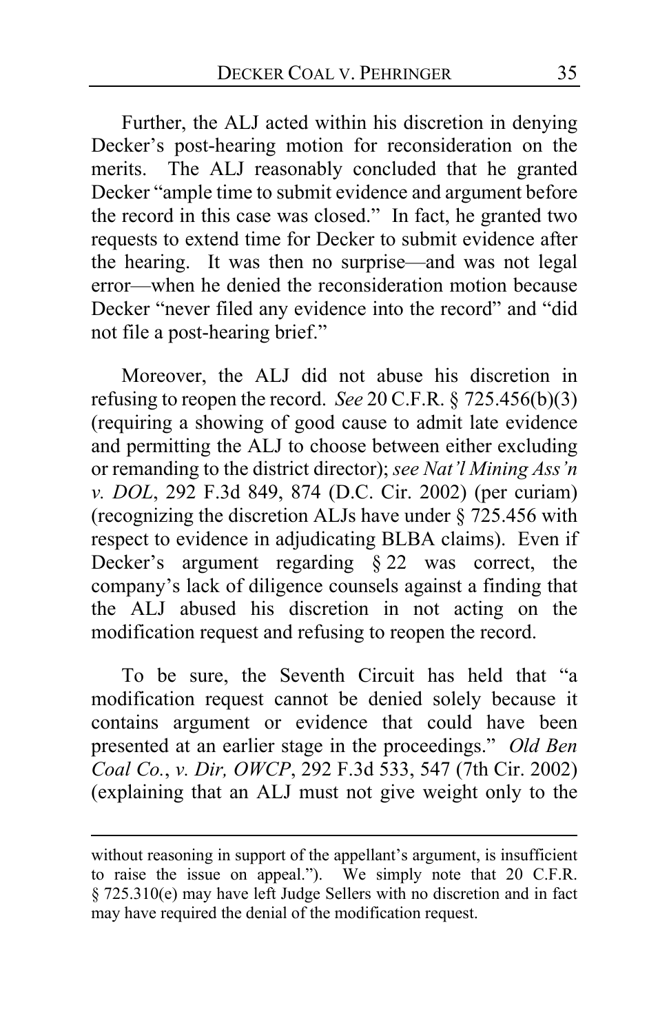Further, the ALJ acted within his discretion in denying Decker's post-hearing motion for reconsideration on the merits. The ALJ reasonably concluded that he granted Decker "ample time to submit evidence and argument before the record in this case was closed." In fact, he granted two requests to extend time for Decker to submit evidence after the hearing. It was then no surprise—and was not legal error—when he denied the reconsideration motion because Decker "never filed any evidence into the record" and "did not file a post-hearing brief."

Moreover, the ALJ did not abuse his discretion in refusing to reopen the record. *See* 20 C.F.R. § 725.456(b)(3) (requiring a showing of good cause to admit late evidence and permitting the ALJ to choose between either excluding or remanding to the district director); *see Nat'l Mining Ass'n v. DOL*, 292 F.3d 849, 874 (D.C. Cir. 2002) (per curiam) (recognizing the discretion ALJs have under § 725.456 with respect to evidence in adjudicating BLBA claims). Even if Decker's argument regarding § 22 was correct, the company's lack of diligence counsels against a finding that the ALJ abused his discretion in not acting on the modification request and refusing to reopen the record.

To be sure, the Seventh Circuit has held that "a modification request cannot be denied solely because it contains argument or evidence that could have been presented at an earlier stage in the proceedings." *Old Ben Coal Co.*, *v. Dir, OWCP*, 292 F.3d 533, 547 (7th Cir. 2002) (explaining that an ALJ must not give weight only to the

---

without reasoning in support of the appellant's argument, is insufficient to raise the issue on appeal."). We simply note that 20 C.F.R. § 725.310(e) may have left Judge Sellers with no discretion and in fact may have required the denial of the modification request.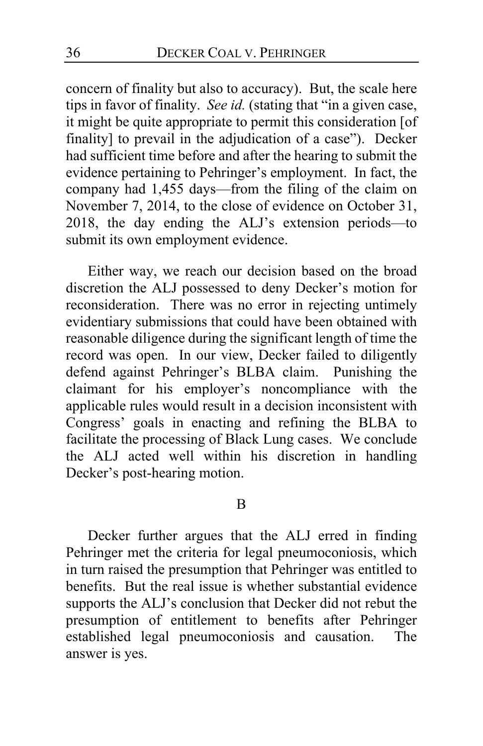concern of finality but also to accuracy). But, the scale here tips in favor of finality. *See id.* (stating that "in a given case, it might be quite appropriate to permit this consideration [of finality] to prevail in the adjudication of a case"). Decker had sufficient time before and after the hearing to submit the evidence pertaining to Pehringer's employment. In fact, the company had 1,455 days—from the filing of the claim on November 7, 2014, to the close of evidence on October 31, 2018, the day ending the ALJ's extension periods—to submit its own employment evidence.

Either way, we reach our decision based on the broad discretion the ALJ possessed to deny Decker's motion for reconsideration. There was no error in rejecting untimely evidentiary submissions that could have been obtained with reasonable diligence during the significant length of time the record was open. In our view, Decker failed to diligently defend against Pehringer's BLBA claim. Punishing the claimant for his employer's noncompliance with the applicable rules would result in a decision inconsistent with Congress' goals in enacting and refining the BLBA to facilitate the processing of Black Lung cases. We conclude the ALJ acted well within his discretion in handling Decker's post-hearing motion.

B

Decker further argues that the ALJ erred in finding Pehringer met the criteria for legal pneumoconiosis, which in turn raised the presumption that Pehringer was entitled to benefits. But the real issue is whether substantial evidence supports the ALJ's conclusion that Decker did not rebut the presumption of entitlement to benefits after Pehringer established legal pneumoconiosis and causation. The answer is yes.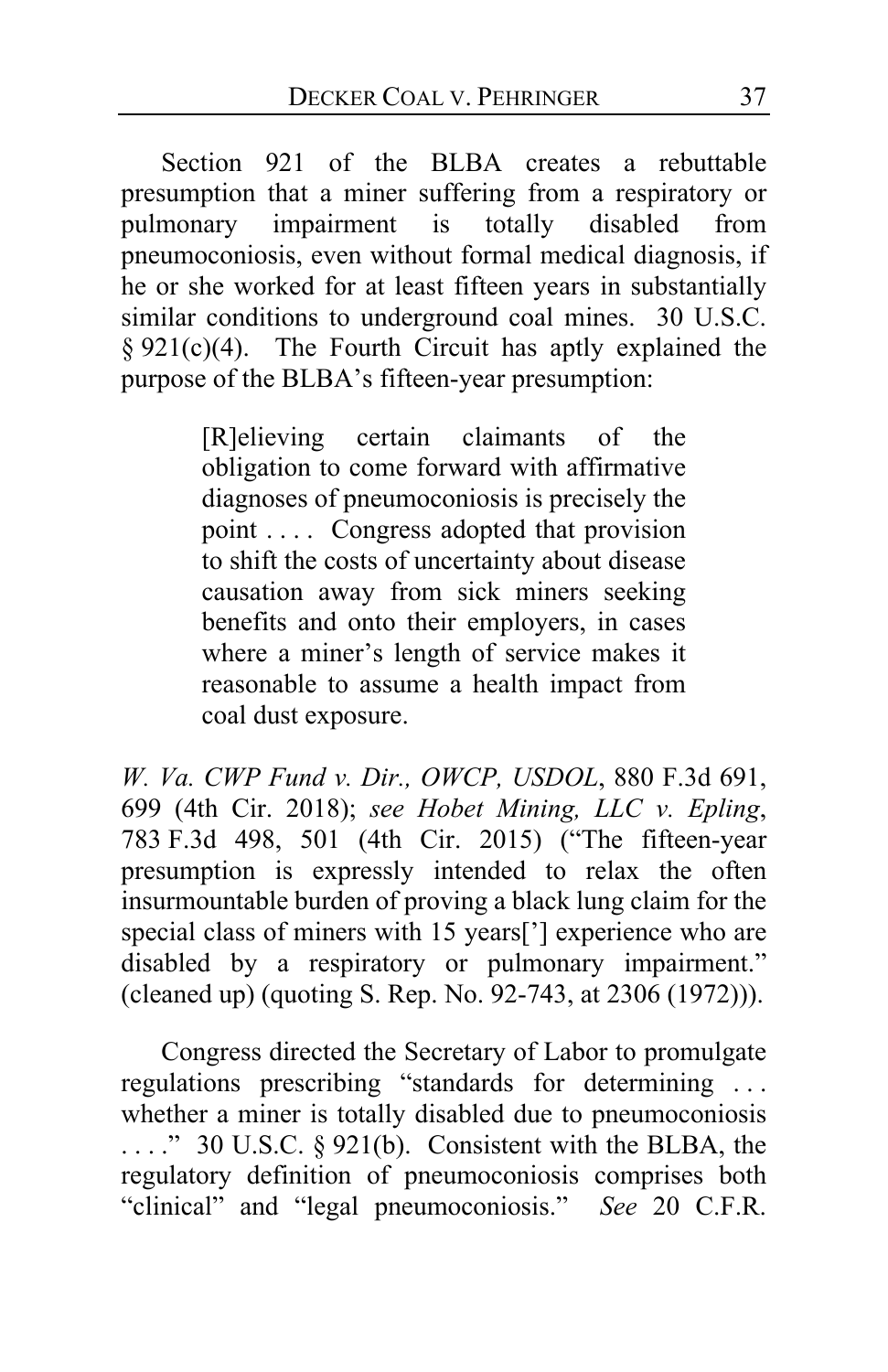Section 921 of the BLBA creates a rebuttable presumption that a miner suffering from a respiratory or pulmonary impairment is totally disabled from pneumoconiosis, even without formal medical diagnosis, if he or she worked for at least fifteen years in substantially similar conditions to underground coal mines. 30 U.S.C. § 921(c)(4). The Fourth Circuit has aptly explained the purpose of the BLBA's fifteen-year presumption:

> [R]elieving certain claimants of the obligation to come forward with affirmative diagnoses of pneumoconiosis is precisely the point . . . . Congress adopted that provision to shift the costs of uncertainty about disease causation away from sick miners seeking benefits and onto their employers, in cases where a miner's length of service makes it reasonable to assume a health impact from coal dust exposure.

*W. Va. CWP Fund v. Dir., OWCP, USDOL*, 880 F.3d 691, 699 (4th Cir. 2018); *see Hobet Mining, LLC v. Epling*, 783 F.3d 498, 501 (4th Cir. 2015) ("The fifteen-year presumption is expressly intended to relax the often insurmountable burden of proving a black lung claim for the special class of miners with 15 years['] experience who are disabled by a respiratory or pulmonary impairment." (cleaned up) (quoting S. Rep. No. 92-743, at 2306 (1972))).

Congress directed the Secretary of Labor to promulgate regulations prescribing "standards for determining . . . whether a miner is totally disabled due to pneumoconiosis . . . ." 30 U.S.C. § 921(b). Consistent with the BLBA, the regulatory definition of pneumoconiosis comprises both "clinical" and "legal pneumoconiosis." *See* 20 C.F.R.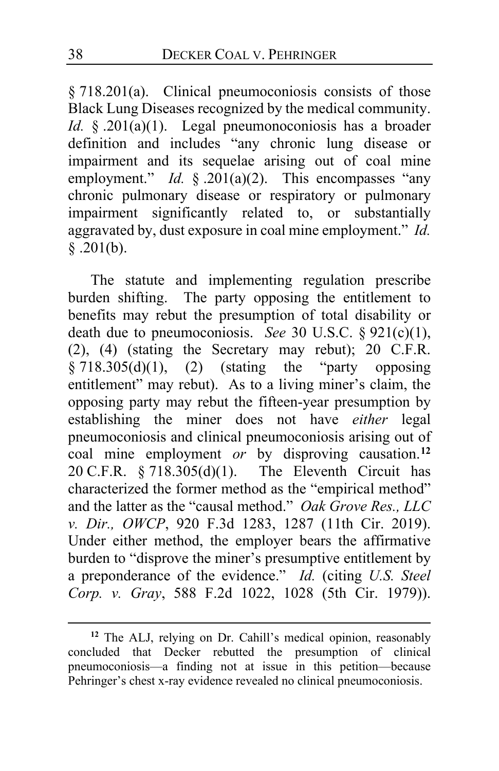§ 718.201(a). Clinical pneumoconiosis consists of those Black Lung Diseases recognized by the medical community. *Id.* § .201(a)(1). Legal pneumonoconiosis has a broader definition and includes "any chronic lung disease or impairment and its sequelae arising out of coal mine employment." *Id.* § .201(a)(2). This encompasses "any chronic pulmonary disease or respiratory or pulmonary impairment significantly related to, or substantially aggravated by, dust exposure in coal mine employment." *Id.* § .201(b).

The statute and implementing regulation prescribe burden shifting. The party opposing the entitlement to benefits may rebut the presumption of total disability or death due to pneumoconiosis. *See* 30 U.S.C. § 921(c)(1), (2), (4) (stating the Secretary may rebut); 20 C.F.R. § 718.305(d)(1), (2) (stating the "party opposing entitlement" may rebut). As to a living miner's claim, the opposing party may rebut the fifteen-year presumption by establishing the miner does not have *either* legal pneumoconiosis and clinical pneumoconiosis arising out of coal mine employment *or* by disproving causation.[12] 20 C.F.R. § 718.305(d)(1). The Eleventh Circuit has characterized the former method as the "empirical method" and the latter as the "causal method." *Oak Grove Res., LLC v. Dir., OWCP*, 920 F.3d 1283, 1287 (11th Cir. 2019). Under either method, the employer bears the affirmative burden to "disprove the miner's presumptive entitlement by a preponderance of the evidence." *Id.* (citing *U.S. Steel Corp. v. Gray*, 588 F.2d 1022, 1028 (5th Cir. 1979)).

---

[12] The ALJ, relying on Dr. Cahill's medical opinion, reasonably concluded that Decker rebutted the presumption of clinical pneumoconiosis—a finding not at issue in this petition—because Pehringer's chest x-ray evidence revealed no clinical pneumoconiosis.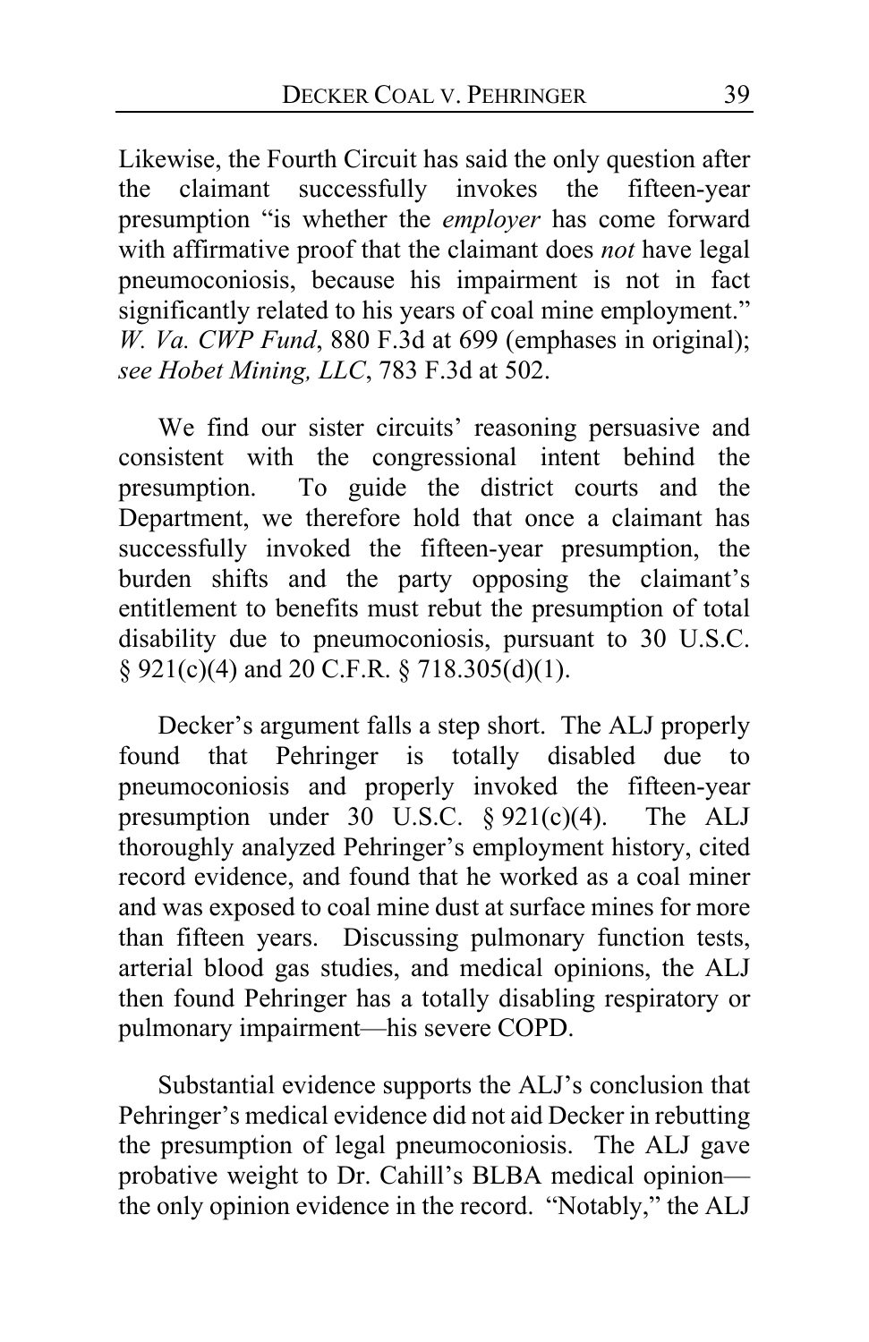Likewise, the Fourth Circuit has said the only question after the claimant successfully invokes the fifteen-year presumption "is whether the *employer* has come forward with affirmative proof that the claimant does *not* have legal pneumoconiosis, because his impairment is not in fact significantly related to his years of coal mine employment." *W. Va. CWP Fund*, 880 F.3d at 699 (emphases in original); *see Hobet Mining, LLC*, 783 F.3d at 502.

We find our sister circuits' reasoning persuasive and consistent with the congressional intent behind the presumption. To guide the district courts and the Department, we therefore hold that once a claimant has successfully invoked the fifteen-year presumption, the burden shifts and the party opposing the claimant's entitlement to benefits must rebut the presumption of total disability due to pneumoconiosis, pursuant to 30 U.S.C. § 921(c)(4) and 20 C.F.R. § 718.305(d)(1).

Decker's argument falls a step short. The ALJ properly found that Pehringer is totally disabled due to pneumoconiosis and properly invoked the fifteen-year presumption under 30 U.S.C. § 921(c)(4). The ALJ thoroughly analyzed Pehringer's employment history, cited record evidence, and found that he worked as a coal miner and was exposed to coal mine dust at surface mines for more than fifteen years. Discussing pulmonary function tests, arterial blood gas studies, and medical opinions, the ALJ then found Pehringer has a totally disabling respiratory or pulmonary impairment—his severe COPD.

Substantial evidence supports the ALJ's conclusion that Pehringer's medical evidence did not aid Decker in rebutting the presumption of legal pneumoconiosis. The ALJ gave probative weight to Dr. Cahill's BLBA medical opinion—the only opinion evidence in the record. "Notably," the ALJ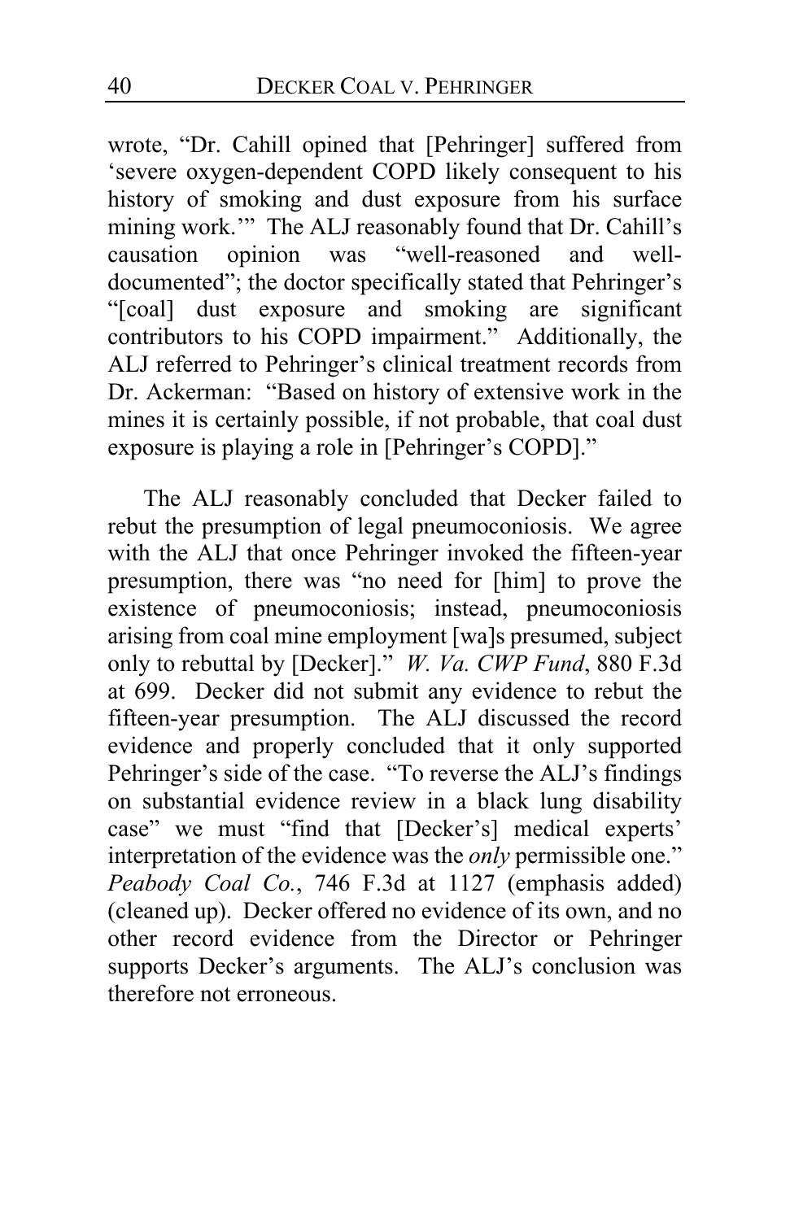wrote, "Dr. Cahill opined that [Pehringer] suffered from 'severe oxygen-dependent COPD likely consequent to his history of smoking and dust exposure from his surface mining work.'" The ALJ reasonably found that Dr. Cahill's causation opinion was "well-reasoned and well-documented"; the doctor specifically stated that Pehringer's "[coal] dust exposure and smoking are significant contributors to his COPD impairment." Additionally, the ALJ referred to Pehringer's clinical treatment records from Dr. Ackerman: "Based on history of extensive work in the mines it is certainly possible, if not probable, that coal dust exposure is playing a role in [Pehringer's COPD]."

The ALJ reasonably concluded that Decker failed to rebut the presumption of legal pneumoconiosis. We agree with the ALJ that once Pehringer invoked the fifteen-year presumption, there was "no need for [him] to prove the existence of pneumoconiosis; instead, pneumoconiosis arising from coal mine employment [wa]s presumed, subject only to rebuttal by [Decker]." *W. Va. CWP Fund*, 880 F.3d at 699. Decker did not submit any evidence to rebut the fifteen-year presumption. The ALJ discussed the record evidence and properly concluded that it only supported Pehringer's side of the case. "To reverse the ALJ's findings on substantial evidence review in a black lung disability case" we must "find that [Decker's] medical experts' interpretation of the evidence was the *only* permissible one." *Peabody Coal Co.*, 746 F.3d at 1127 (emphasis added) (cleaned up). Decker offered no evidence of its own, and no other record evidence from the Director or Pehringer supports Decker's arguments. The ALJ's conclusion was therefore not erroneous.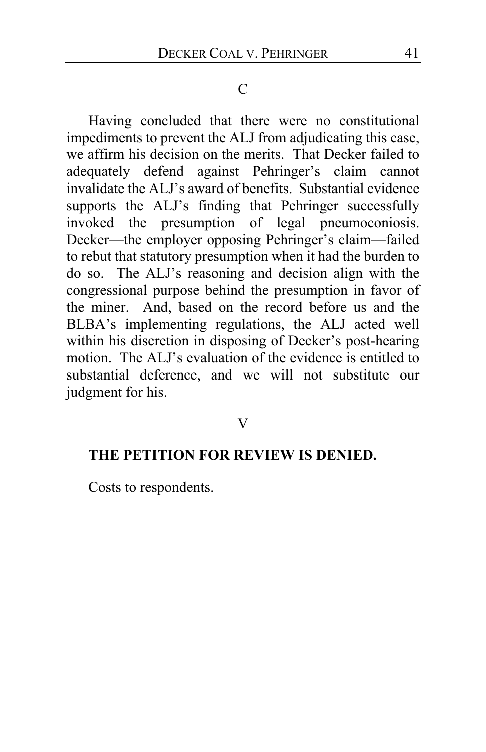### C

Having concluded that there were no constitutional impediments to prevent the ALJ from adjudicating this case, we affirm his decision on the merits. That Decker failed to adequately defend against Pehringer's claim cannot invalidate the ALJ's award of benefits. Substantial evidence supports the ALJ's finding that Pehringer successfully invoked the presumption of legal pneumoconiosis. Decker—the employer opposing Pehringer's claim—failed to rebut that statutory presumption when it had the burden to do so. The ALJ's reasoning and decision align with the congressional purpose behind the presumption in favor of the miner. And, based on the record before us and the BLBA's implementing regulations, the ALJ acted well within his discretion in disposing of Decker's post-hearing motion. The ALJ's evaluation of the evidence is entitled to substantial deference, and we will not substitute our judgment for his.

## V

**THE PETITION FOR REVIEW IS DENIED.**

Costs to respondents.